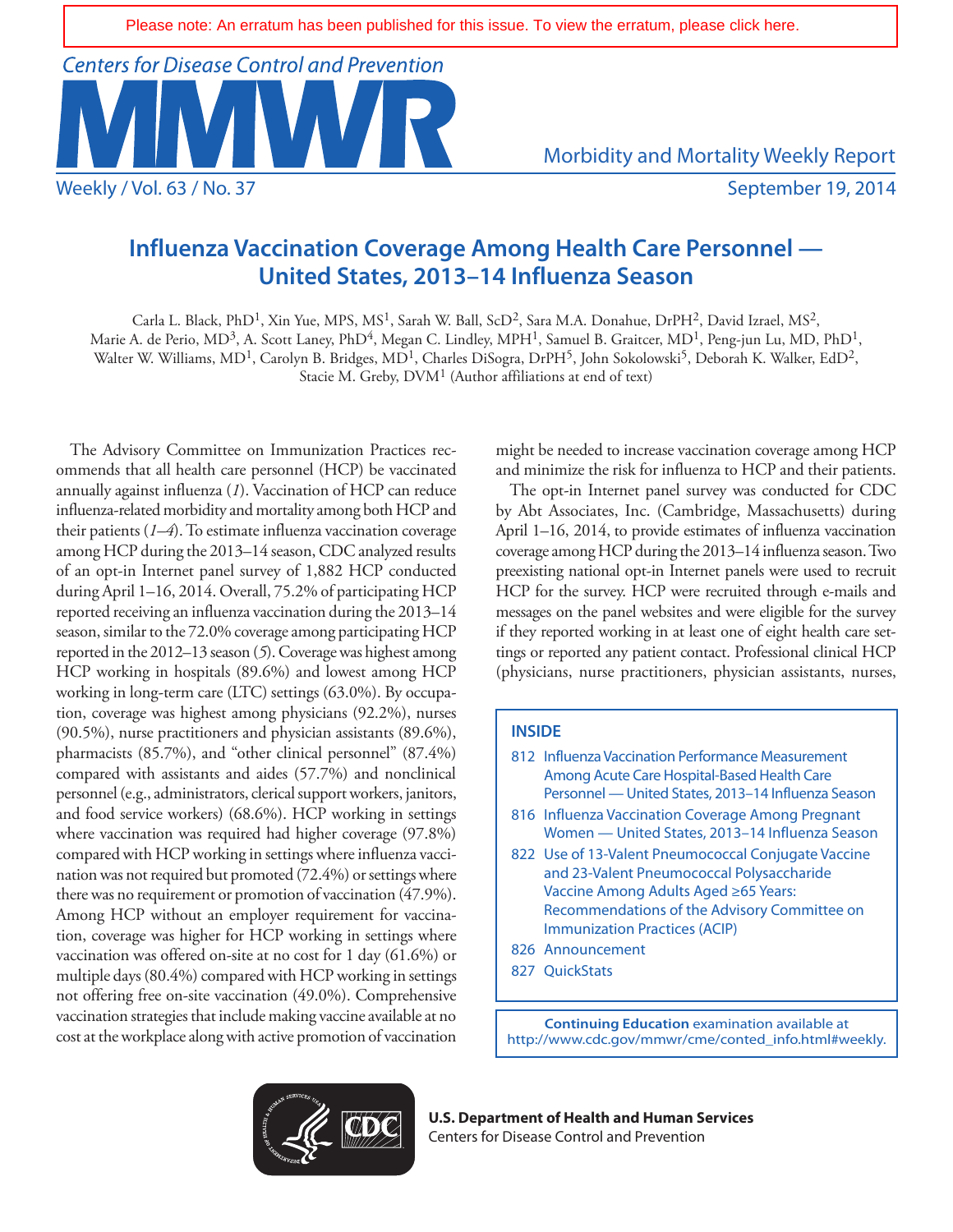Please note: An erratum has been published for this issue. To view the erratum, please click here.

Centers for Disease Control and Prevention

# MMWR

Morbidity and Mortality Weekly Report

Weekly / Vol. 63 / No. 37 September 19, 2014

## Influenza Vaccination Coverage Among Health Care Personnel — United States, 2013–14 Influenza Season

Carla L. Black, PhD[1], Xin Yue, MPS, MS[1], Sarah W. Ball, ScD[2], Sara M.A. Donahue, DrPH[2], David Izrael, MS[2], Marie A. de Perio, MD[3], A. Scott Laney, PhD[4], Megan C. Lindley, MPH[1], Samuel B. Graitcer, MD[1], Peng-jun Lu, MD, PhD[1], Walter W. Williams, MD[1], Carolyn B. Bridges, MD[1], Charles DiSogra, DrPH[5], John Sokolowski[5], Deborah K. Walker, EdD[2], Stacie M. Greby, DVM[1] (Author affiliations at end of text)

The Advisory Committee on Immunization Practices recommends that all health care personnel (HCP) be vaccinated annually against influenza (*1*). Vaccination of HCP can reduce influenza-related morbidity and mortality among both HCP and their patients (*1*–*4*). To estimate influenza vaccination coverage among HCP during the 2013–14 season, CDC analyzed results of an opt-in Internet panel survey of 1,882 HCP conducted during April 1–16, 2014. Overall, 75.2% of participating HCP reported receiving an influenza vaccination during the 2013–14 season, similar to the 72.0% coverage among participating HCP reported in the 2012–13 season (*5*). Coverage was highest among HCP working in hospitals (89.6%) and lowest among HCP working in long-term care (LTC) settings (63.0%). By occupation, coverage was highest among physicians (92.2%), nurses (90.5%), nurse practitioners and physician assistants (89.6%), pharmacists (85.7%), and "other clinical personnel" (87.4%) compared with assistants and aides (57.7%) and nonclinical personnel (e.g., administrators, clerical support workers, janitors, and food service workers) (68.6%). HCP working in settings where vaccination was required had higher coverage (97.8%) compared with HCP working in settings where influenza vaccination was not required but promoted (72.4%) or settings where there was no requirement or promotion of vaccination (47.9%). Among HCP without an employer requirement for vaccination, coverage was higher for HCP working in settings where vaccination was offered on-site at no cost for 1 day (61.6%) or multiple days (80.4%) compared with HCP working in settings not offering free on-site vaccination (49.0%). Comprehensive vaccination strategies that include making vaccine available at no cost at the workplace along with active promotion of vaccination might be needed to increase vaccination coverage among HCP and minimize the risk for influenza to HCP and their patients.

The opt-in Internet panel survey was conducted for CDC by Abt Associates, Inc. (Cambridge, Massachusetts) during April 1–16, 2014, to provide estimates of influenza vaccination coverage among HCP during the 2013–14 influenza season. Two preexisting national opt-in Internet panels were used to recruit HCP for the survey. HCP were recruited through e-mails and messages on the panel websites and were eligible for the survey if they reported working in at least one of eight health care settings or reported any patient contact. Professional clinical HCP (physicians, nurse practitioners, physician assistants, nurses,

**INSIDE**

- 812 Influenza Vaccination Performance Measurement Among Acute Care Hospital-Based Health Care Personnel — United States, 2013–14 Influenza Season
- 816 Influenza Vaccination Coverage Among Pregnant Women — United States, 2013–14 Influenza Season
- 822 Use of 13-Valent Pneumococcal Conjugate Vaccine and 23-Valent Pneumococcal Polysaccharide Vaccine Among Adults Aged ≥65 Years: Recommendations of the Advisory Committee on Immunization Practices (ACIP)
- 826 Announcement
- 827 QuickStats

**Continuing Education** examination available at http://www.cdc.gov/mmwr/cme/conted_info.html#weekly.

**U.S. Department of Health and Human Services**
Centers for Disease Control and Prevention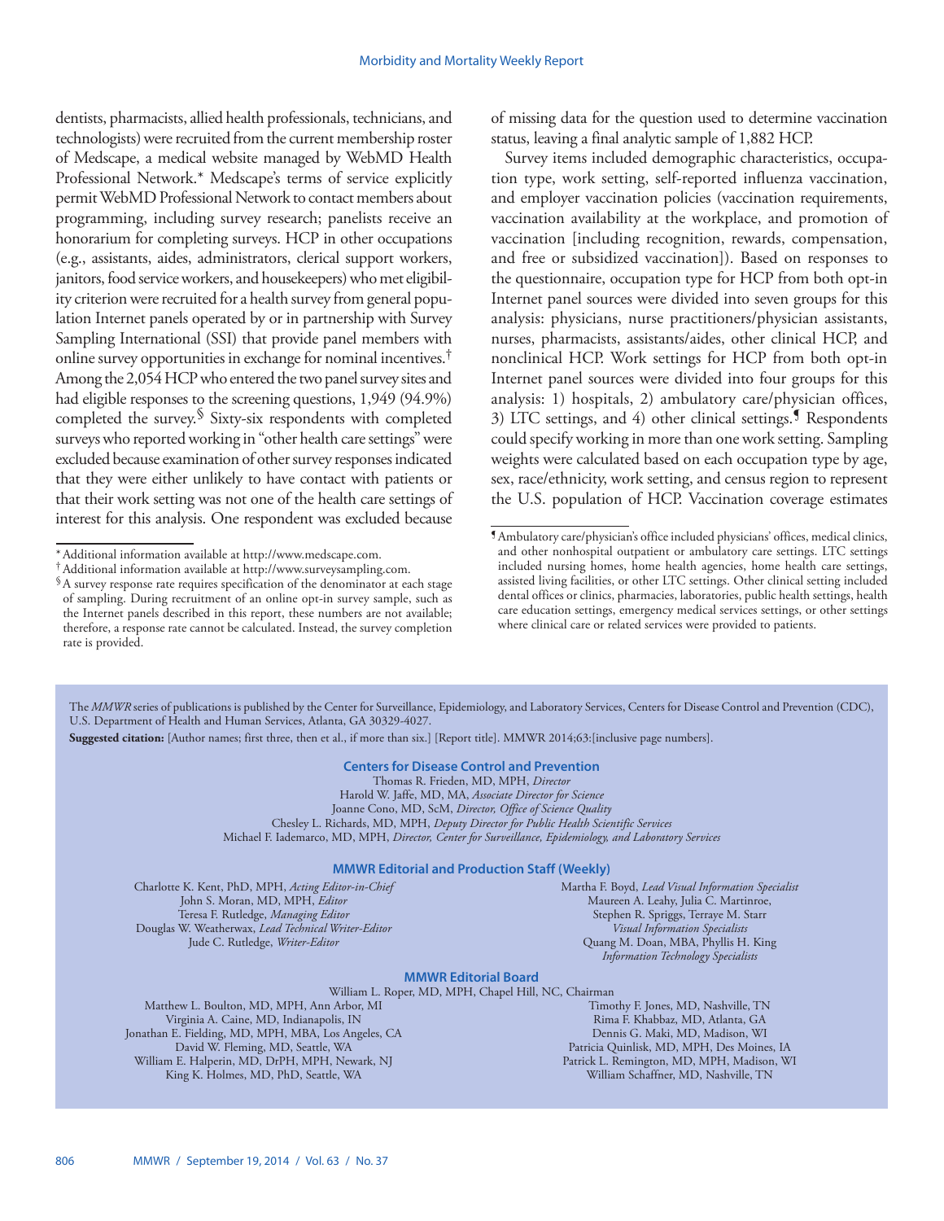dentists, pharmacists, allied health professionals, technicians, and technologists) were recruited from the current membership roster of Medscape, a medical website managed by WebMD Health Professional Network.* Medscape's terms of service explicitly permit WebMD Professional Network to contact members about programming, including survey research; panelists receive an honorarium for completing surveys. HCP in other occupations (e.g., assistants, aides, administrators, clerical support workers, janitors, food service workers, and housekeepers) who met eligibility criterion were recruited for a health survey from general population Internet panels operated by or in partnership with Survey Sampling International (SSI) that provide panel members with online survey opportunities in exchange for nominal incentives.† Among the 2,054 HCP who entered the two panel survey sites and had eligible responses to the screening questions, 1,949 (94.9%) completed the survey.§ Sixty-six respondents with completed surveys who reported working in "other health care settings" were excluded because examination of other survey responses indicated that they were either unlikely to have contact with patients or that their work setting was not one of the health care settings of interest for this analysis. One respondent was excluded because of missing data for the question used to determine vaccination status, leaving a final analytic sample of 1,882 HCP.

Survey items included demographic characteristics, occupation type, work setting, self-reported influenza vaccination, and employer vaccination policies (vaccination requirements, vaccination availability at the workplace, and promotion of vaccination [including recognition, rewards, compensation, and free or subsidized vaccination]). Based on responses to the questionnaire, occupation type for HCP from both opt-in Internet panel sources were divided into seven groups for this analysis: physicians, nurse practitioners/physician assistants, nurses, pharmacists, assistants/aides, other clinical HCP, and nonclinical HCP. Work settings for HCP from both opt-in Internet panel sources were divided into four groups for this analysis: 1) hospitals, 2) ambulatory care/physician offices, 3) LTC settings, and 4) other clinical settings.¶ Respondents could specify working in more than one work setting. Sampling weights were calculated based on each occupation type by age, sex, race/ethnicity, work setting, and census region to represent the U.S. population of HCP. Vaccination coverage estimates

* Additional information available at http://www.medscape.com.

† Additional information available at http://www.surveysampling.com.

§ A survey response rate requires specification of the denominator at each stage of sampling. During recruitment of an online opt-in survey sample, such as the Internet panels described in this report, these numbers are not available; therefore, a response rate cannot be calculated. Instead, the survey completion rate is provided.

¶ Ambulatory care/physician's office included physicians' offices, medical clinics, and other nonhospital outpatient or ambulatory care settings. LTC settings included nursing homes, home health agencies, home health care settings, assisted living facilities, or other LTC settings. Other clinical setting included dental offices or clinics, pharmacies, laboratories, public health settings, health care education settings, emergency medical services settings, or other settings where clinical care or related services were provided to patients.

The *MMWR* series of publications is published by the Center for Surveillance, Epidemiology, and Laboratory Services, Centers for Disease Control and Prevention (CDC), U.S. Department of Health and Human Services, Atlanta, GA 30329-4027.

**Suggested citation:** [Author names; first three, then et al., if more than six.] [Report title]. MMWR 2014;63:[inclusive page numbers].

**Centers for Disease Control and Prevention**

Thomas R. Frieden, MD, MPH, *Director*
Harold W. Jaffe, MD, MA, *Associate Director for Science*
Joanne Cono, MD, ScM, *Director, Office of Science Quality*
Chesley L. Richards, MD, MPH, *Deputy Director for Public Health Scientific Services*
Michael F. Iademarco, MD, MPH, *Director, Center for Surveillance, Epidemiology, and Laboratory Services*

**MMWR Editorial and Production Staff (Weekly)**

Charlotte K. Kent, PhD, MPH, *Acting Editor-in-Chief*
John S. Moran, MD, MPH, *Editor*
Teresa F. Rutledge, *Managing Editor*
Douglas W. Weatherwax, *Lead Technical Writer-Editor*
Jude C. Rutledge, *Writer-Editor*
Martha F. Boyd, *Lead Visual Information Specialist*
Maureen A. Leahy, Julia C. Martinroe,
Stephen R. Spriggs, Terraye M. Starr
*Visual Information Specialists*
Quang M. Doan, MBA, Phyllis H. King
*Information Technology Specialists*

**MMWR Editorial Board**

William L. Roper, MD, MPH, Chapel Hill, NC, Chairman
Matthew L. Boulton, MD, MPH, Ann Arbor, MI
Virginia A. Caine, MD, Indianapolis, IN
Jonathan E. Fielding, MD, MPH, MBA, Los Angeles, CA
David W. Fleming, MD, Seattle, WA
William E. Halperin, MD, DrPH, MPH, Newark, NJ
King K. Holmes, MD, PhD, Seattle, WA
Timothy F. Jones, MD, Nashville, TN
Rima F. Khabbaz, MD, Atlanta, GA
Dennis G. Maki, MD, Madison, WI
Patricia Quinlisk, MD, MPH, Des Moines, IA
Patrick L. Remington, MD, MPH, Madison, WI
William Schaffner, MD, Nashville, TN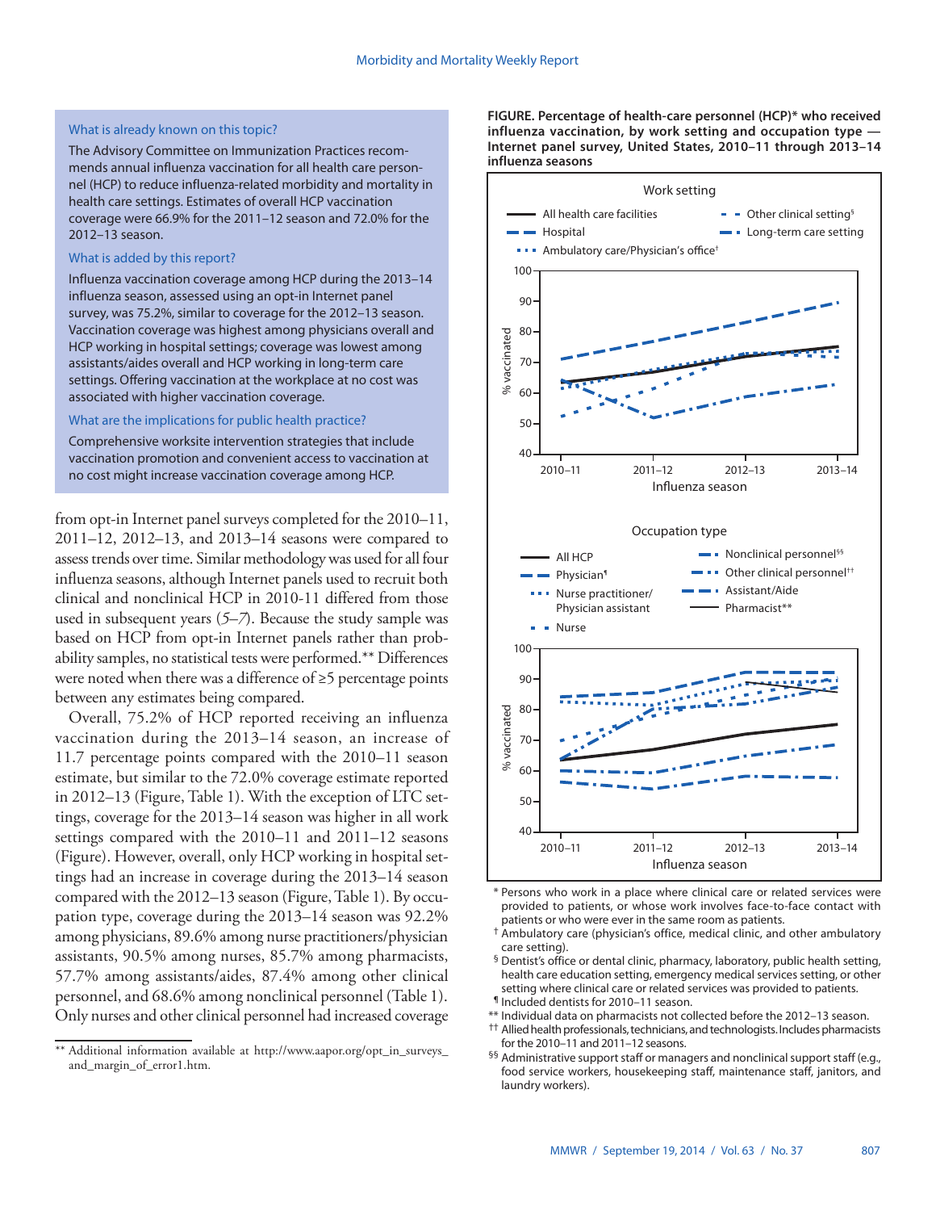**What is already known on this topic?**

The Advisory Committee on Immunization Practices recommends annual influenza vaccination for all health care personnel (HCP) to reduce influenza-related morbidity and mortality in health care settings. Estimates of overall HCP vaccination coverage were 66.9% for the 2011–12 season and 72.0% for the 2012–13 season.

**What is added by this report?**

Influenza vaccination coverage among HCP during the 2013–14 influenza season, assessed using an opt-in Internet panel survey, was 75.2%, similar to coverage for the 2012–13 season. Vaccination coverage was highest among physicians overall and HCP working in hospital settings; coverage was lowest among assistants/aides overall and HCP working in long-term care settings. Offering vaccination at the workplace at no cost was associated with higher vaccination coverage.

**What are the implications for public health practice?**

Comprehensive worksite intervention strategies that include vaccination promotion and convenient access to vaccination at no cost might increase vaccination coverage among HCP.

from opt-in Internet panel surveys completed for the 2010–11, 2011–12, 2012–13, and 2013–14 seasons were compared to assess trends over time. Similar methodology was used for all four influenza seasons, although Internet panels used to recruit both clinical and nonclinical HCP in 2010-11 differed from those used in subsequent years (*5–7*). Because the study sample was based on HCP from opt-in Internet panels rather than probability samples, no statistical tests were performed.** Differences were noted when there was a difference of ≥5 percentage points between any estimates being compared.

Overall, 75.2% of HCP reported receiving an influenza vaccination during the 2013–14 season, an increase of 11.7 percentage points compared with the 2010–11 season estimate, but similar to the 72.0% coverage estimate reported in 2012–13 (Figure, Table 1). With the exception of LTC settings, coverage for the 2013–14 season was higher in all work settings compared with the 2010–11 and 2011–12 seasons (Figure). However, overall, only HCP working in hospital settings had an increase in coverage during the 2013–14 season compared with the 2012–13 season (Figure, Table 1). By occupation type, coverage during the 2013–14 season was 92.2% among physicians, 89.6% among nurse practitioners/physician assistants, 90.5% among nurses, 85.7% among pharmacists, 57.7% among assistants/aides, 87.4% among other clinical personnel, and 68.6% among nonclinical personnel (Table 1). Only nurses and other clinical personnel had increased coverage

** Additional information available at http://www.aapor.org/opt_in_surveys_and_margin_of_error1.htm.

**FIGURE. Percentage of health-care personnel (HCP)* who received influenza vaccination, by work setting and occupation type — Internet panel survey, United States, 2010–11 through 2013–14 influenza seasons**

\* Persons who work in a place where clinical care or related services were provided to patients, or whose work involves face-to-face contact with patients or who were ever in the same room as patients.

† Ambulatory care (physician's office, medical clinic, and other ambulatory care setting).

§ Dentist's office or dental clinic, pharmacy, laboratory, public health setting, health care education setting, emergency medical services setting, or other setting where clinical care or related services was provided to patients.

¶ Included dentists for 2010–11 season.

** Individual data on pharmacists not collected before the 2012–13 season.

†† Allied health professionals, technicians, and technologists. Includes pharmacists for the 2010–11 and 2011–12 seasons.

§§ Administrative support staff or managers and nonclinical support staff (e.g., food service workers, housekeeping staff, maintenance staff, janitors, and laundry workers).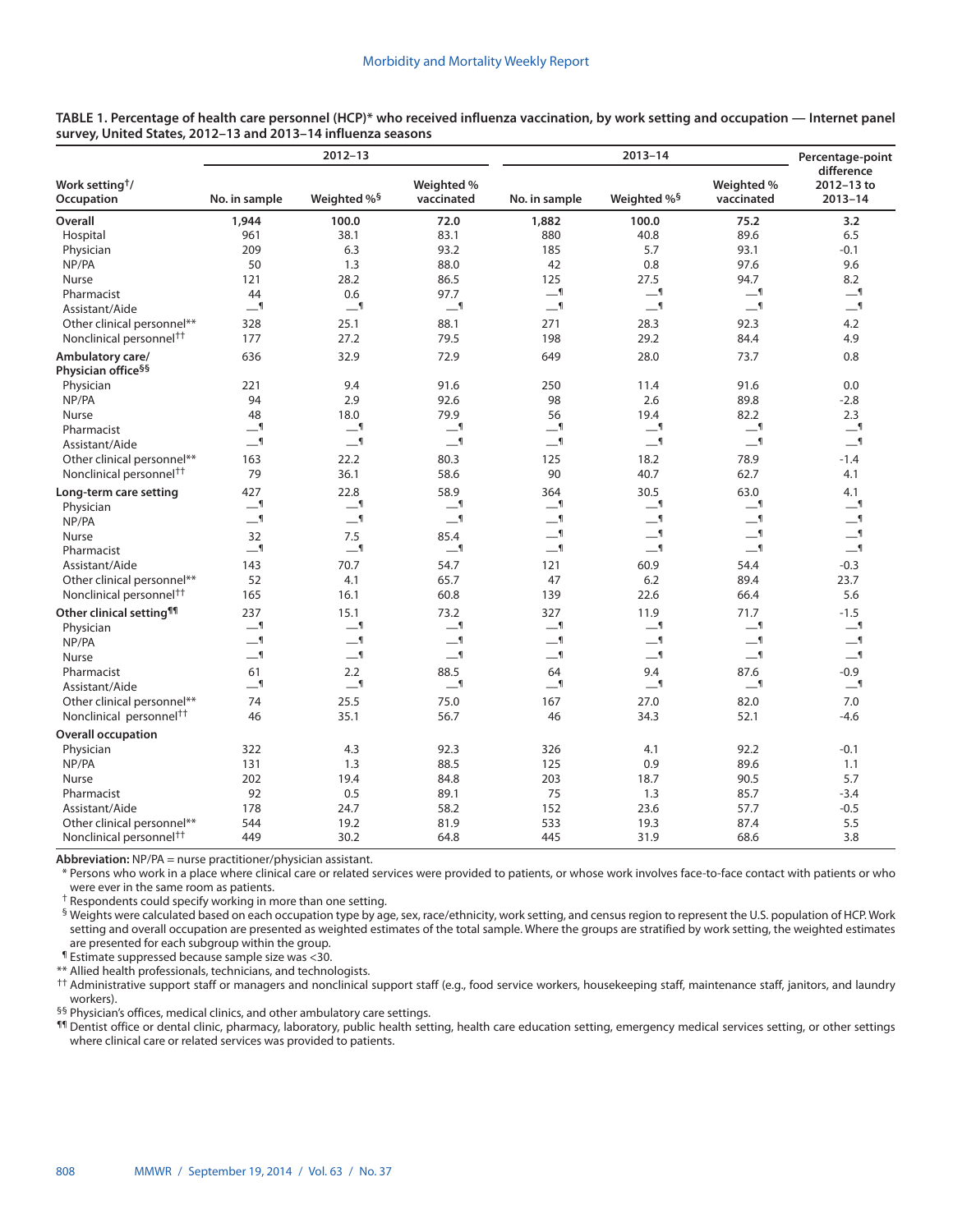**TABLE 1. Percentage of health care personnel (HCP)* who received influenza vaccination, by work setting and occupation — Internet panel survey, United States, 2012–13 and 2013–14 influenza seasons**

| Work setting†/ Occupation | 2012–13 No. in sample | 2012–13 Weighted %§ | 2012–13 Weighted % vaccinated | 2013–14 No. in sample | 2013–14 Weighted %§ | 2013–14 Weighted % vaccinated | Percentage-point difference 2012–13 to 2013–14 |
|---|---|---|---|---|---|---|---|
| **Overall** | **1,944** | **100.0** | **72.0** | **1,882** | **100.0** | **75.2** | **3.2** |
| Hospital | 961 | 38.1 | 83.1 | 880 | 40.8 | 89.6 | 6.5 |
| Physician | 209 | 6.3 | 93.2 | 185 | 5.7 | 93.1 | -0.1 |
| NP/PA | 50 | 1.3 | 88.0 | 42 | 0.8 | 97.6 | 9.6 |
| Nurse | 121 | 28.2 | 86.5 | 125 | 27.5 | 94.7 | 8.2 |
| Pharmacist | 44 | 0.6 | 97.7 | —¶ | —¶ | —¶ | —¶ |
| Assistant/Aide | —¶ | —¶ | —¶ | —¶ | —¶ | —¶ | —¶ |
| Other clinical personnel** | 328 | 25.1 | 88.1 | 271 | 28.3 | 92.3 | 4.2 |
| Nonclinical personnel†† | 177 | 27.2 | 79.5 | 198 | 29.2 | 84.4 | 4.9 |
| **Ambulatory care/ Physician office§§** | 636 | 32.9 | 72.9 | 649 | 28.0 | 73.7 | 0.8 |
| Physician | 221 | 9.4 | 91.6 | 250 | 11.4 | 91.6 | 0.0 |
| NP/PA | 94 | 2.9 | 92.6 | 98 | 2.6 | 89.8 | -2.8 |
| Nurse | 48 | 18.0 | 79.9 | 56 | 19.4 | 82.2 | 2.3 |
| Pharmacist | —¶ | —¶ | —¶ | —¶ | —¶ | —¶ | —¶ |
| Assistant/Aide | —¶ | —¶ | —¶ | —¶ | —¶ | —¶ | —¶ |
| Other clinical personnel** | 163 | 22.2 | 80.3 | 125 | 18.2 | 78.9 | -1.4 |
| Nonclinical personnel†† | 79 | 36.1 | 58.6 | 90 | 40.7 | 62.7 | 4.1 |
| **Long-term care setting** | 427 | 22.8 | 58.9 | 364 | 30.5 | 63.0 | 4.1 |
| Physician | —¶ | —¶ | —¶ | —¶ | —¶ | —¶ | —¶ |
| NP/PA | —¶ | —¶ | —¶ | —¶ | —¶ | —¶ | —¶ |
| Nurse | 32 | 7.5 | 85.4 | —¶ | —¶ | —¶ | —¶ |
| Pharmacist | —¶ | —¶ | —¶ | —¶ | —¶ | —¶ | —¶ |
| Assistant/Aide | 143 | 70.7 | 54.7 | 121 | 60.9 | 54.4 | -0.3 |
| Other clinical personnel** | 52 | 4.1 | 65.7 | 47 | 6.2 | 89.4 | 23.7 |
| Nonclinical personnel†† | 165 | 16.1 | 60.8 | 139 | 22.6 | 66.4 | 5.6 |
| **Other clinical setting¶¶** | 237 | 15.1 | 73.2 | 327 | 11.9 | 71.7 | -1.5 |
| Physician | —¶ | —¶ | —¶ | —¶ | —¶ | —¶ | —¶ |
| NP/PA | —¶ | —¶ | —¶ | —¶ | —¶ | —¶ | —¶ |
| Nurse | —¶ | —¶ | —¶ | —¶ | —¶ | —¶ | —¶ |
| Pharmacist | 61 | 2.2 | 88.5 | 64 | 9.4 | 87.6 | -0.9 |
| Assistant/Aide | —¶ | —¶ | —¶ | —¶ | —¶ | —¶ | —¶ |
| Other clinical personnel** | 74 | 25.5 | 75.0 | 167 | 27.0 | 82.0 | 7.0 |
| Nonclinical personnel†† | 46 | 35.1 | 56.7 | 46 | 34.3 | 52.1 | -4.6 |
| **Overall occupation** | | | | | | | |
| Physician | 322 | 4.3 | 92.3 | 326 | 4.1 | 92.2 | -0.1 |
| NP/PA | 131 | 1.3 | 88.5 | 125 | 0.9 | 89.6 | 1.1 |
| Nurse | 202 | 19.4 | 84.8 | 203 | 18.7 | 90.5 | 5.7 |
| Pharmacist | 92 | 0.5 | 89.1 | 75 | 1.3 | 85.7 | -3.4 |
| Assistant/Aide | 178 | 24.7 | 58.2 | 152 | 23.6 | 57.7 | -0.5 |
| Other clinical personnel** | 544 | 19.2 | 81.9 | 533 | 19.3 | 87.4 | 5.5 |
| Nonclinical personnel†† | 449 | 30.2 | 64.8 | 445 | 31.9 | 68.6 | 3.8 |

**Abbreviation:** NP/PA = nurse practitioner/physician assistant.

\* Persons who work in a place where clinical care or related services were provided to patients, or whose work involves face-to-face contact with patients or who were ever in the same room as patients.

† Respondents could specify working in more than one setting.

§ Weights were calculated based on each occupation type by age, sex, race/ethnicity, work setting, and census region to represent the U.S. population of HCP. Work setting and overall occupation are presented as weighted estimates of the total sample. Where the groups are stratified by work setting, the weighted estimates are presented for each subgroup within the group.

¶ Estimate suppressed because sample size was <30.

** Allied health professionals, technicians, and technologists.

†† Administrative support staff or managers and nonclinical support staff (e.g., food service workers, housekeeping staff, maintenance staff, janitors, and laundry workers).

§§ Physician's offices, medical clinics, and other ambulatory care settings.

¶¶ Dentist office or dental clinic, pharmacy, laboratory, public health setting, health care education setting, emergency medical services setting, or other settings where clinical care or related services was provided to patients.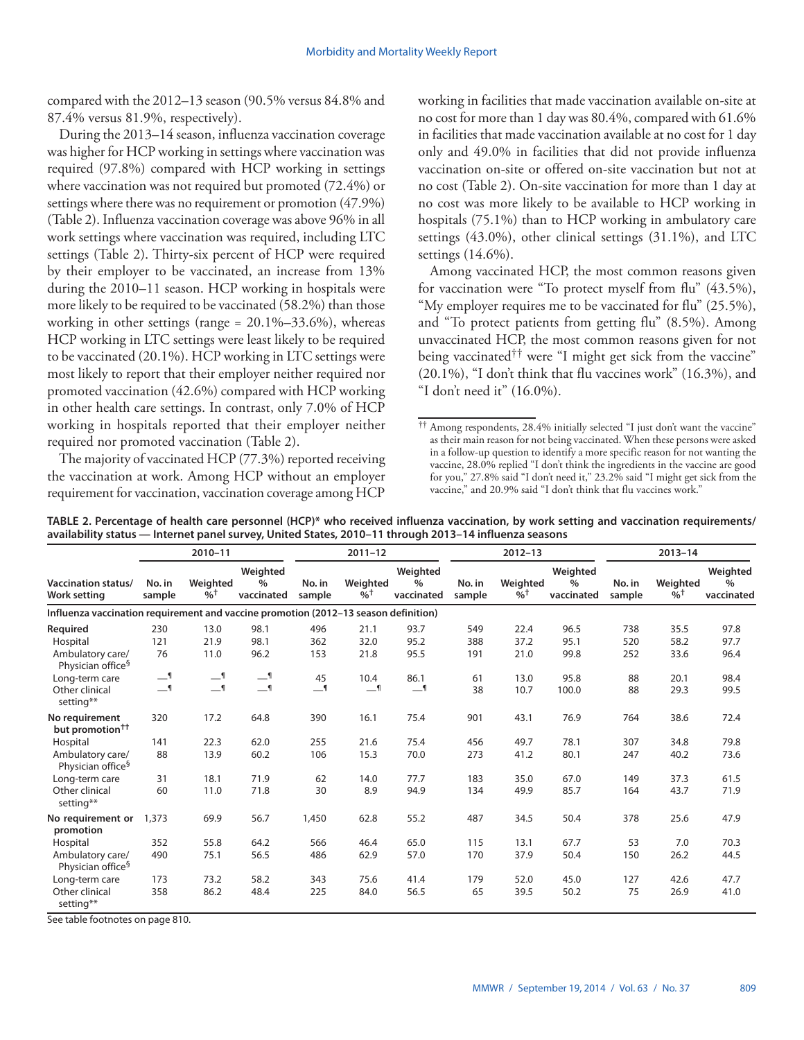compared with the 2012–13 season (90.5% versus 84.8% and 87.4% versus 81.9%, respectively).

During the 2013–14 season, influenza vaccination coverage was higher for HCP working in settings where vaccination was required (97.8%) compared with HCP working in settings where vaccination was not required but promoted (72.4%) or settings where there was no requirement or promotion (47.9%) (Table 2). Influenza vaccination coverage was above 96% in all work settings where vaccination was required, including LTC settings (Table 2). Thirty-six percent of HCP were required by their employer to be vaccinated, an increase from 13% during the 2010–11 season. HCP working in hospitals were more likely to be required to be vaccinated (58.2%) than those working in other settings (range = 20.1%–33.6%), whereas HCP working in LTC settings were least likely to be required to be vaccinated (20.1%). HCP working in LTC settings were most likely to report that their employer neither required nor promoted vaccination (42.6%) compared with HCP working in other health care settings. In contrast, only 7.0% of HCP working in hospitals reported that their employer neither required nor promoted vaccination (Table 2).

The majority of vaccinated HCP (77.3%) reported receiving the vaccination at work. Among HCP without an employer requirement for vaccination, vaccination coverage among HCP working in facilities that made vaccination available on-site at no cost for more than 1 day was 80.4%, compared with 61.6% in facilities that made vaccination available at no cost for 1 day only and 49.0% in facilities that did not provide influenza vaccination on-site or offered on-site vaccination but not at no cost (Table 2). On-site vaccination for more than 1 day at no cost was more likely to be available to HCP working in hospitals (75.1%) than to HCP working in ambulatory care settings (43.0%), other clinical settings (31.1%), and LTC settings (14.6%).

Among vaccinated HCP, the most common reasons given for vaccination were "To protect myself from flu" (43.5%), "My employer requires me to be vaccinated for flu" (25.5%), and "To protect patients from getting flu" (8.5%). Among unvaccinated HCP, the most common reasons given for not being vaccinated[††] were "I might get sick from the vaccine" (20.1%), "I don't think that flu vaccines work" (16.3%), and "I don't need it" (16.0%).

[††] Among respondents, 28.4% initially selected "I just don't want the vaccine" as their main reason for not being vaccinated. When these persons were asked in a follow-up question to identify a more specific reason for not wanting the vaccine, 28.0% replied "I don't think the ingredients in the vaccine are good for you," 27.8% said "I don't need it," 23.2% said "I might get sick from the vaccine," and 20.9% said "I don't think that flu vaccines work."

**TABLE 2. Percentage of health care personnel (HCP)* who received influenza vaccination, by work setting and vaccination requirements/availability status — Internet panel survey, United States, 2010–11 through 2013–14 influenza seasons**

| Vaccination status/ Work setting | 2010–11 | | | 2011–12 | | | 2012–13 | | | 2013–14 | | |
|---|---|---|---|---|---|---|---|---|---|---|---|---|
| | No. in sample | Weighted %[†] | Weighted % vaccinated | No. in sample | Weighted %[†] | Weighted % vaccinated | No. in sample | Weighted %[†] | Weighted % vaccinated | No. in sample | Weighted %[†] | Weighted % vaccinated |
| **Influenza vaccination requirement and vaccine promotion (2012–13 season definition)** | | | | | | | | | | | | |
| **Required** | 230 | 13.0 | 98.1 | 496 | 21.1 | 93.7 | 549 | 22.4 | 96.5 | 738 | 35.5 | 97.8 |
| Hospital | 121 | 21.9 | 98.1 | 362 | 32.0 | 95.2 | 388 | 37.2 | 95.1 | 520 | 58.2 | 97.7 |
| Ambulatory care/ Physician office[§] | 76 | 11.0 | 96.2 | 153 | 21.8 | 95.5 | 191 | 21.0 | 99.8 | 252 | 33.6 | 96.4 |
| Long-term care | —[¶] | —[¶] | —[¶] | 45 | 10.4 | 86.1 | 61 | 13.0 | 95.8 | 88 | 20.1 | 98.4 |
| Other clinical setting** | —[¶] | —[¶] | —[¶] | —[¶] | —[¶] | —[¶] | 38 | 10.7 | 100.0 | 88 | 29.3 | 99.5 |
| **No requirement but promotion[††]** | 320 | 17.2 | 64.8 | 390 | 16.1 | 75.4 | 901 | 43.1 | 76.9 | 764 | 38.6 | 72.4 |
| Hospital | 141 | 22.3 | 62.0 | 255 | 21.6 | 75.4 | 456 | 49.7 | 78.1 | 307 | 34.8 | 79.8 |
| Ambulatory care/ Physician office[§] | 88 | 13.9 | 60.2 | 106 | 15.3 | 70.0 | 273 | 41.2 | 80.1 | 247 | 40.2 | 73.6 |
| Long-term care | 31 | 18.1 | 71.9 | 62 | 14.0 | 77.7 | 183 | 35.0 | 67.0 | 149 | 37.3 | 61.5 |
| Other clinical setting** | 60 | 11.0 | 71.8 | 30 | 8.9 | 94.9 | 134 | 49.9 | 85.7 | 164 | 43.7 | 71.9 |
| **No requirement or promotion** | 1,373 | 69.9 | 56.7 | 1,450 | 62.8 | 55.2 | 487 | 34.5 | 50.4 | 378 | 25.6 | 47.9 |
| Hospital | 352 | 55.8 | 64.2 | 566 | 46.4 | 65.0 | 115 | 13.1 | 67.7 | 53 | 7.0 | 70.3 |
| Ambulatory care/ Physician office[§] | 490 | 75.1 | 56.5 | 486 | 62.9 | 57.0 | 170 | 37.9 | 50.4 | 150 | 26.2 | 44.5 |
| Long-term care | 173 | 73.2 | 58.2 | 343 | 75.6 | 41.4 | 179 | 52.0 | 45.0 | 127 | 42.6 | 47.7 |
| Other clinical setting** | 358 | 86.2 | 48.4 | 225 | 84.0 | 56.5 | 65 | 39.5 | 50.2 | 75 | 26.9 | 41.0 |

See table footnotes on page 810.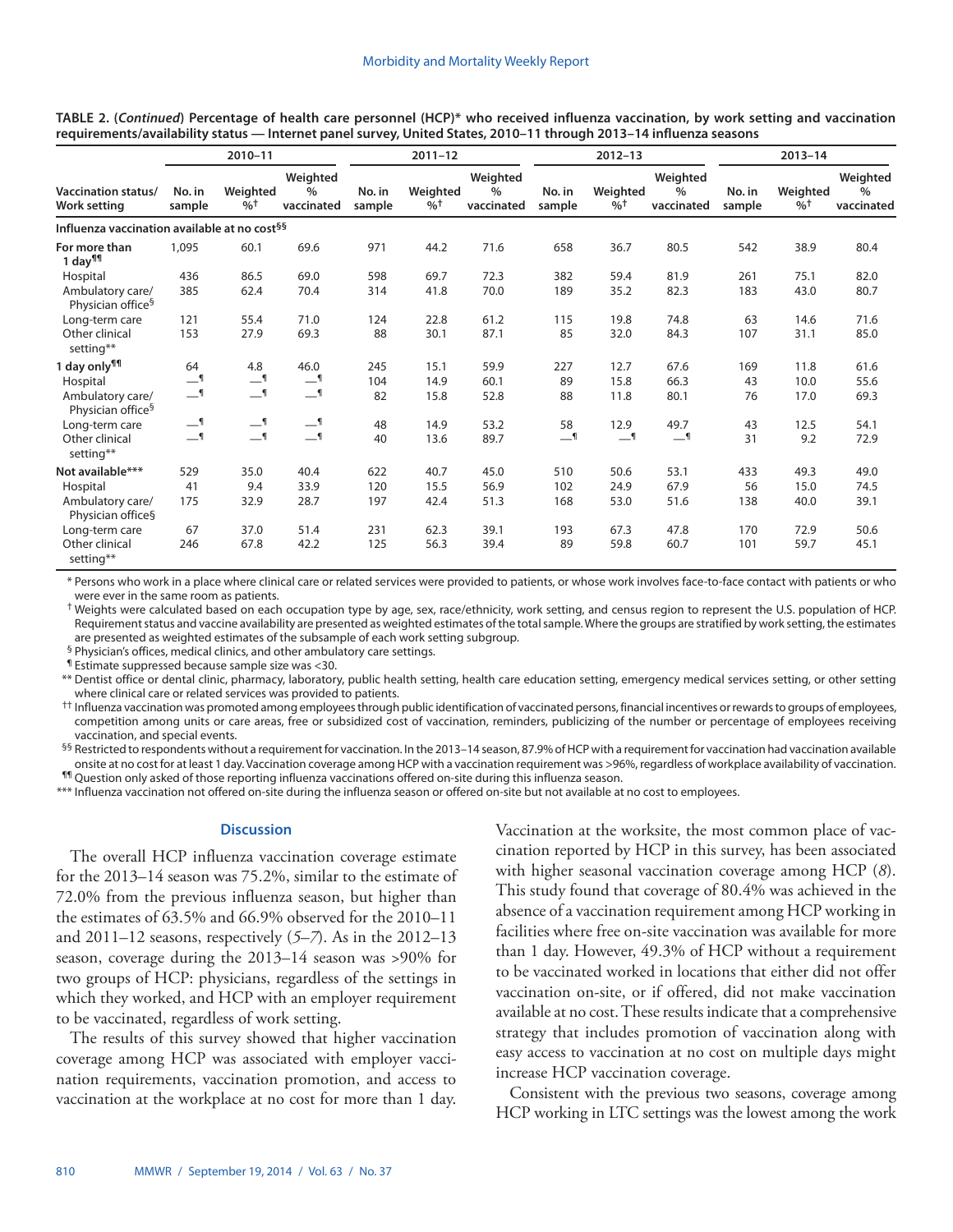**TABLE 2. (*Continued*) Percentage of health care personnel (HCP)* who received influenza vaccination, by work setting and vaccination requirements/availability status — Internet panel survey, United States, 2010–11 through 2013–14 influenza seasons**

| Vaccination status/ Work setting | 2010–11 | | | 2011–12 | | | 2012–13 | | | 2013–14 | | |
|---|---|---|---|---|---|---|---|---|---|---|---|---|
| | No. in sample | Weighted %† | Weighted % vaccinated | No. in sample | Weighted %† | Weighted % vaccinated | No. in sample | Weighted %† | Weighted % vaccinated | No. in sample | Weighted %† | Weighted % vaccinated |
| **Influenza vaccination available at no cost§§** | | | | | | | | | | | | |
| **For more than 1 day¶¶** | 1,095 | 60.1 | 69.6 | 971 | 44.2 | 71.6 | 658 | 36.7 | 80.5 | 542 | 38.9 | 80.4 |
| Hospital | 436 | 86.5 | 69.0 | 598 | 69.7 | 72.3 | 382 | 59.4 | 81.9 | 261 | 75.1 | 82.0 |
| Ambulatory care/ Physician office§ | 385 | 62.4 | 70.4 | 314 | 41.8 | 70.0 | 189 | 35.2 | 82.3 | 183 | 43.0 | 80.7 |
| Long-term care | 121 | 55.4 | 71.0 | 124 | 22.8 | 61.2 | 115 | 19.8 | 74.8 | 63 | 14.6 | 71.6 |
| Other clinical setting** | 153 | 27.9 | 69.3 | 88 | 30.1 | 87.1 | 85 | 32.0 | 84.3 | 107 | 31.1 | 85.0 |
| **1 day only¶¶** | 64 | 4.8 | 46.0 | 245 | 15.1 | 59.9 | 227 | 12.7 | 67.6 | 169 | 11.8 | 61.6 |
| Hospital | —¶ | —¶ | —¶ | 104 | 14.9 | 60.1 | 89 | 15.8 | 66.3 | 43 | 10.0 | 55.6 |
| Ambulatory care/ Physician office§ | —¶ | —¶ | —¶ | 82 | 15.8 | 52.8 | 88 | 11.8 | 80.1 | 76 | 17.0 | 69.3 |
| Long-term care | —¶ | —¶ | —¶ | 48 | 14.9 | 53.2 | 58 | 12.9 | 49.7 | 43 | 12.5 | 54.1 |
| Other clinical setting** | —¶ | —¶ | —¶ | 40 | 13.6 | 89.7 | —¶ | —¶ | —¶ | 31 | 9.2 | 72.9 |
| **Not available***** | 529 | 35.0 | 40.4 | 622 | 40.7 | 45.0 | 510 | 50.6 | 53.1 | 433 | 49.3 | 49.0 |
| Hospital | 41 | 9.4 | 33.9 | 120 | 15.5 | 56.9 | 102 | 24.9 | 67.9 | 56 | 15.0 | 74.5 |
| Ambulatory care/ Physician office§ | 175 | 32.9 | 28.7 | 197 | 42.4 | 51.3 | 168 | 53.0 | 51.6 | 138 | 40.0 | 39.1 |
| Long-term care | 67 | 37.0 | 51.4 | 231 | 62.3 | 39.1 | 193 | 67.3 | 47.8 | 170 | 72.9 | 50.6 |
| Other clinical setting** | 246 | 67.8 | 42.2 | 125 | 56.3 | 39.4 | 89 | 59.8 | 60.7 | 101 | 59.7 | 45.1 |

\* Persons who work in a place where clinical care or related services were provided to patients, or whose work involves face-to-face contact with patients or who were ever in the same room as patients.

† Weights were calculated based on each occupation type by age, sex, race/ethnicity, work setting, and census region to represent the U.S. population of HCP. Requirement status and vaccine availability are presented as weighted estimates of the total sample. Where the groups are stratified by work setting, the estimates are presented as weighted estimates of the subsample of each work setting subgroup.

§ Physician's offices, medical clinics, and other ambulatory care settings.

¶ Estimate suppressed because sample size was <30.

** Dentist office or dental clinic, pharmacy, laboratory, public health setting, health care education setting, emergency medical services setting, or other setting where clinical care or related services were provided to patients.

†† Influenza vaccination was promoted among employees through public identification of vaccinated persons, financial incentives or rewards to groups of employees, competition among units or care areas, free or subsidized cost of vaccination, reminders, publicizing of the number or percentage of employees receiving vaccination, and special events.

§§ Restricted to respondents without a requirement for vaccination. In the 2013–14 season, 87.9% of HCP with a requirement for vaccination had vaccination available onsite at no cost for at least 1 day. Vaccination coverage among HCP with a vaccination requirement was >96%, regardless of workplace availability of vaccination.

¶¶ Question only asked of those reporting influenza vaccinations offered on-site during this influenza season.

*** Influenza vaccination not offered on-site during the influenza season or offered on-site but not available at no cost to employees.

## Discussion

The overall HCP influenza vaccination coverage estimate for the 2013–14 season was 75.2%, similar to the estimate of 72.0% from the previous influenza season, but higher than the estimates of 63.5% and 66.9% observed for the 2010–11 and 2011–12 seasons, respectively (*5*–*7*). As in the 2012–13 season, coverage during the 2013–14 season was >90% for two groups of HCP: physicians, regardless of the settings in which they worked, and HCP with an employer requirement to be vaccinated, regardless of work setting.

The results of this survey showed that higher vaccination coverage among HCP was associated with employer vaccination requirements, vaccination promotion, and access to vaccination at the workplace at no cost for more than 1 day. Vaccination at the worksite, the most common place of vaccination reported by HCP in this survey, has been associated with higher seasonal vaccination coverage among HCP (*8*). This study found that coverage of 80.4% was achieved in the absence of a vaccination requirement among HCP working in facilities where free on-site vaccination was available for more than 1 day. However, 49.3% of HCP without a requirement to be vaccinated worked in locations that either did not offer vaccination on-site, or if offered, did not make vaccination available at no cost. These results indicate that a comprehensive strategy that includes promotion of vaccination along with easy access to vaccination at no cost on multiple days might increase HCP vaccination coverage.

Consistent with the previous two seasons, coverage among HCP working in LTC settings was the lowest among the work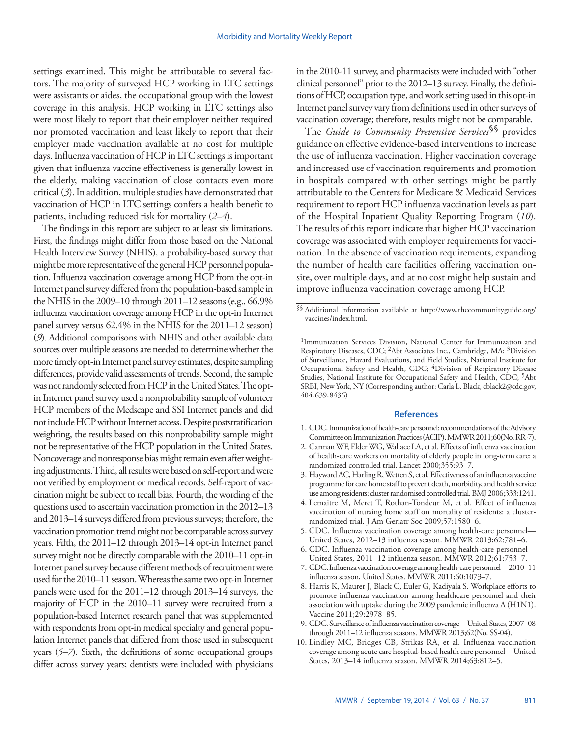settings examined. This might be attributable to several factors. The majority of surveyed HCP working in LTC settings were assistants or aides, the occupational group with the lowest coverage in this analysis. HCP working in LTC settings also were most likely to report that their employer neither required nor promoted vaccination and least likely to report that their employer made vaccination available at no cost for multiple days. Influenza vaccination of HCP in LTC settings is important given that influenza vaccine effectiveness is generally lowest in the elderly, making vaccination of close contacts even more critical (*3*). In addition, multiple studies have demonstrated that vaccination of HCP in LTC settings confers a health benefit to patients, including reduced risk for mortality (*2–4*).

The findings in this report are subject to at least six limitations. First, the findings might differ from those based on the National Health Interview Survey (NHIS), a probability-based survey that might be more representative of the general HCP personnel population. Influenza vaccination coverage among HCP from the opt-in Internet panel survey differed from the population-based sample in the NHIS in the 2009–10 through 2011–12 seasons (e.g., 66.9% influenza vaccination coverage among HCP in the opt-in Internet panel survey versus 62.4% in the NHIS for the 2011–12 season) (*9*). Additional comparisons with NHIS and other available data sources over multiple seasons are needed to determine whether the more timely opt-in Internet panel survey estimates, despite sampling differences, provide valid assessments of trends. Second, the sample was not randomly selected from HCP in the United States. The opt-in Internet panel survey used a nonprobability sample of volunteer HCP members of the Medscape and SSI Internet panels and did not include HCP without Internet access. Despite poststratification weighting, the results based on this nonprobability sample might not be representative of the HCP population in the United States. Noncoverage and nonresponse bias might remain even after weighting adjustments. Third, all results were based on self-report and were not verified by employment or medical records. Self-report of vaccination might be subject to recall bias. Fourth, the wording of the questions used to ascertain vaccination promotion in the 2012–13 and 2013–14 surveys differed from previous surveys; therefore, the vaccination promotion trend might not be comparable across survey years. Fifth, the 2011–12 through 2013–14 opt-in Internet panel survey might not be directly comparable with the 2010–11 opt-in Internet panel survey because different methods of recruitment were used for the 2010–11 season. Whereas the same two opt-in Internet panels were used for the 2011–12 through 2013–14 surveys, the majority of HCP in the 2010–11 survey were recruited from a population-based Internet research panel that was supplemented with respondents from opt-in medical specialty and general population Internet panels that differed from those used in subsequent years (*5–7*). Sixth, the definitions of some occupational groups differ across survey years; dentists were included with physicians in the 2010-11 survey, and pharmacists were included with "other clinical personnel" prior to the 2012–13 survey. Finally, the definitions of HCP, occupation type, and work setting used in this opt-in Internet panel survey vary from definitions used in other surveys of vaccination coverage; therefore, results might not be comparable.

The *Guide to Community Preventive Services*[§§] provides guidance on effective evidence-based interventions to increase the use of influenza vaccination. Higher vaccination coverage and increased use of vaccination requirements and promotion in hospitals compared with other settings might be partly attributable to the Centers for Medicare & Medicaid Services requirement to report HCP influenza vaccination levels as part of the Hospital Inpatient Quality Reporting Program (*10*). The results of this report indicate that higher HCP vaccination coverage was associated with employer requirements for vaccination. In the absence of vaccination requirements, expanding the number of health care facilities offering vaccination onsite, over multiple days, and at no cost might help sustain and improve influenza vaccination coverage among HCP.

[§§] Additional information available at http://www.thecommunityguide.org/vaccines/index.html.

[1]Immunization Services Division, National Center for Immunization and Respiratory Diseases, CDC; [2]Abt Associates Inc., Cambridge, MA; [3]Division of Surveillance, Hazard Evaluations, and Field Studies, National Institute for Occupational Safety and Health, CDC; [4]Division of Respiratory Disease Studies, National Institute for Occupational Safety and Health, CDC; [5]Abt SRBI, New York, NY (Corresponding author: Carla L. Black, cblack2@cdc.gov, 404-639-8436)

## References

1. CDC. Immunization of health-care personnel: recommendations of the Advisory Committee on Immunization Practices (ACIP). MMWR 2011;60(No. RR-7).
2. Carman WF, Elder WG, Wallace LA, et al. Effects of influenza vaccination of health-care workers on mortality of elderly people in long-term care: a randomized controlled trial. Lancet 2000;355:93–7.
3. Hayward AC, Harling R, Wetten S, et al. Effectiveness of an influenza vaccine programme for care home staff to prevent death, morbidity, and health service use among residents: cluster randomised controlled trial. BMJ 2006;333:1241.
4. Lemaitre M, Meret T, Rothan-Tondeur M, et al. Effect of influenza vaccination of nursing home staff on mortality of residents: a cluster-randomized trial. J Am Geriatr Soc 2009;57:1580–6.
5. CDC. Influenza vaccination coverage among health-care personnel—United States, 2012–13 influenza season. MMWR 2013;62:781–6.
6. CDC. Influenza vaccination coverage among health-care personnel—United States, 2011–12 influenza season. MMWR 2012;61:753–7.
7. CDC. Influenza vaccination coverage among health-care personnel—2010–11 influenza season, United States. MMWR 2011;60:1073–7.
8. Harris K, Maurer J, Black C, Euler G, Kadiyala S. Workplace efforts to promote influenza vaccination among healthcare personnel and their association with uptake during the 2009 pandemic influenza A (H1N1). Vaccine 2011;29:2978–85.
9. CDC. Surveillance of influenza vaccination coverage—United States, 2007–08 through 2011–12 influenza seasons. MMWR 2013;62(No. SS-04).
10. Lindley MC, Bridges CB, Strikas RA, et al. Influenza vaccination coverage among acute care hospital-based health care personnel—United States, 2013–14 influenza season. MMWR 2014;63:812–5.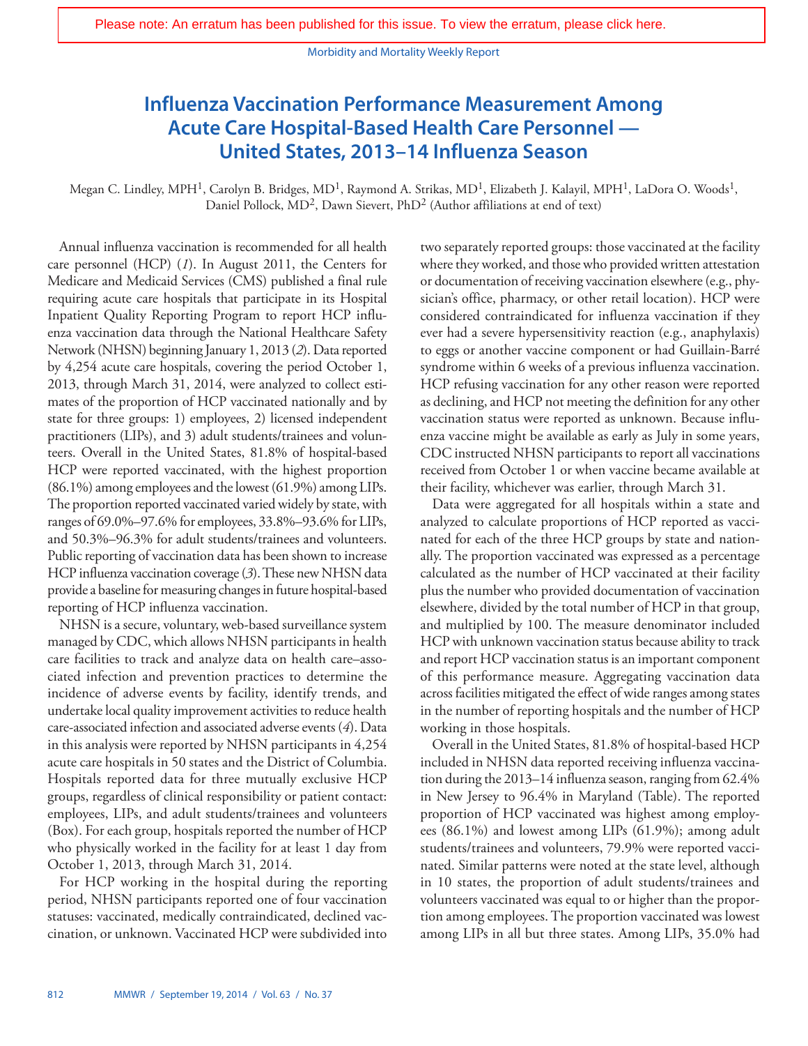Please note: An erratum has been published for this issue. To view the erratum, please click here.

# Influenza Vaccination Performance Measurement Among Acute Care Hospital-Based Health Care Personnel — United States, 2013–14 Influenza Season

Megan C. Lindley, MPH[1], Carolyn B. Bridges, MD[1], Raymond A. Strikas, MD[1], Elizabeth J. Kalayil, MPH[1], LaDora O. Woods[1], Daniel Pollock, MD[2], Dawn Sievert, PhD[2] (Author affiliations at end of text)

Annual influenza vaccination is recommended for all health care personnel (HCP) (*1*). In August 2011, the Centers for Medicare and Medicaid Services (CMS) published a final rule requiring acute care hospitals that participate in its Hospital Inpatient Quality Reporting Program to report HCP influenza vaccination data through the National Healthcare Safety Network (NHSN) beginning January 1, 2013 (*2*). Data reported by 4,254 acute care hospitals, covering the period October 1, 2013, through March 31, 2014, were analyzed to collect estimates of the proportion of HCP vaccinated nationally and by state for three groups: 1) employees, 2) licensed independent practitioners (LIPs), and 3) adult students/trainees and volunteers. Overall in the United States, 81.8% of hospital-based HCP were reported vaccinated, with the highest proportion (86.1%) among employees and the lowest (61.9%) among LIPs. The proportion reported vaccinated varied widely by state, with ranges of 69.0%–97.6% for employees, 33.8%–93.6% for LIPs, and 50.3%–96.3% for adult students/trainees and volunteers. Public reporting of vaccination data has been shown to increase HCP influenza vaccination coverage (*3*). These new NHSN data provide a baseline for measuring changes in future hospital-based reporting of HCP influenza vaccination.

NHSN is a secure, voluntary, web-based surveillance system managed by CDC, which allows NHSN participants in health care facilities to track and analyze data on health care–associated infection and prevention practices to determine the incidence of adverse events by facility, identify trends, and undertake local quality improvement activities to reduce health care-associated infection and associated adverse events (*4*). Data in this analysis were reported by NHSN participants in 4,254 acute care hospitals in 50 states and the District of Columbia. Hospitals reported data for three mutually exclusive HCP groups, regardless of clinical responsibility or patient contact: employees, LIPs, and adult students/trainees and volunteers (Box). For each group, hospitals reported the number of HCP who physically worked in the facility for at least 1 day from October 1, 2013, through March 31, 2014.

For HCP working in the hospital during the reporting period, NHSN participants reported one of four vaccination statuses: vaccinated, medically contraindicated, declined vaccination, or unknown. Vaccinated HCP were subdivided into two separately reported groups: those vaccinated at the facility where they worked, and those who provided written attestation or documentation of receiving vaccination elsewhere (e.g., physician's office, pharmacy, or other retail location). HCP were considered contraindicated for influenza vaccination if they ever had a severe hypersensitivity reaction (e.g., anaphylaxis) to eggs or another vaccine component or had Guillain-Barré syndrome within 6 weeks of a previous influenza vaccination. HCP refusing vaccination for any other reason were reported as declining, and HCP not meeting the definition for any other vaccination status were reported as unknown. Because influenza vaccine might be available as early as July in some years, CDC instructed NHSN participants to report all vaccinations received from October 1 or when vaccine became available at their facility, whichever was earlier, through March 31.

Data were aggregated for all hospitals within a state and analyzed to calculate proportions of HCP reported as vaccinated for each of the three HCP groups by state and nationally. The proportion vaccinated was expressed as a percentage calculated as the number of HCP vaccinated at their facility plus the number who provided documentation of vaccination elsewhere, divided by the total number of HCP in that group, and multiplied by 100. The measure denominator included HCP with unknown vaccination status because ability to track and report HCP vaccination status is an important component of this performance measure. Aggregating vaccination data across facilities mitigated the effect of wide ranges among states in the number of reporting hospitals and the number of HCP working in those hospitals.

Overall in the United States, 81.8% of hospital-based HCP included in NHSN data reported receiving influenza vaccination during the 2013–14 influenza season, ranging from 62.4% in New Jersey to 96.4% in Maryland (Table). The reported proportion of HCP vaccinated was highest among employees (86.1%) and lowest among LIPs (61.9%); among adult students/trainees and volunteers, 79.9% were reported vaccinated. Similar patterns were noted at the state level, although in 10 states, the proportion of adult students/trainees and volunteers vaccinated was equal to or higher than the proportion among employees. The proportion vaccinated was lowest among LIPs in all but three states. Among LIPs, 35.0% had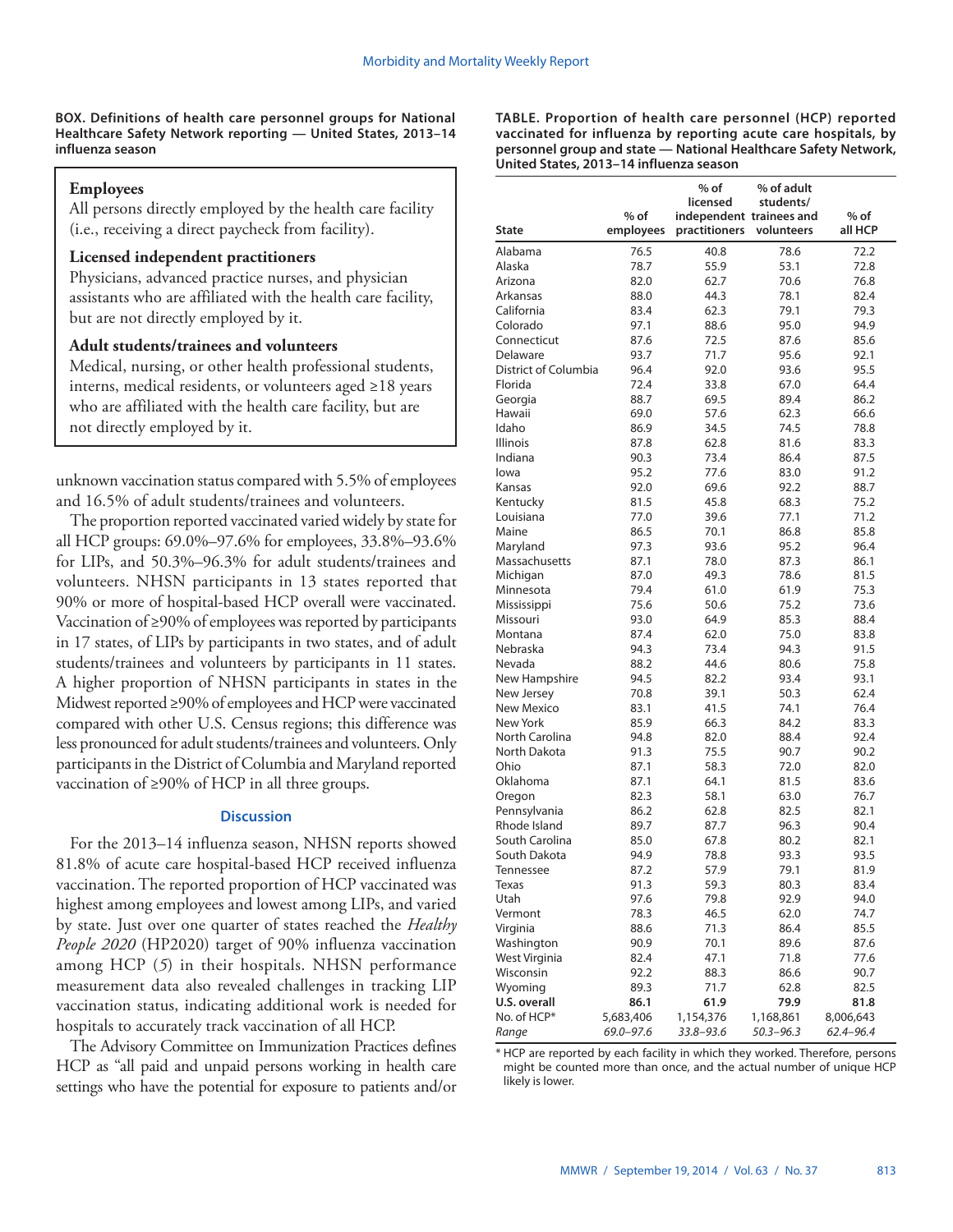**BOX. Definitions of health care personnel groups for National Healthcare Safety Network reporting — United States, 2013–14 influenza season**

> **Employees**
>
> All persons directly employed by the health care facility (i.e., receiving a direct paycheck from facility).
>
> **Licensed independent practitioners**
>
> Physicians, advanced practice nurses, and physician assistants who are affiliated with the health care facility, but are not directly employed by it.
>
> **Adult students/trainees and volunteers**
>
> Medical, nursing, or other health professional students, interns, medical residents, or volunteers aged ≥18 years who are affiliated with the health care facility, but are not directly employed by it.

unknown vaccination status compared with 5.5% of employees and 16.5% of adult students/trainees and volunteers.

The proportion reported vaccinated varied widely by state for all HCP groups: 69.0%–97.6% for employees, 33.8%–93.6% for LIPs, and 50.3%–96.3% for adult students/trainees and volunteers. NHSN participants in 13 states reported that 90% or more of hospital-based HCP overall were vaccinated. Vaccination of ≥90% of employees was reported by participants in 17 states, of LIPs by participants in two states, and of adult students/trainees and volunteers by participants in 11 states. A higher proportion of NHSN participants in states in the Midwest reported ≥90% of employees and HCP were vaccinated compared with other U.S. Census regions; this difference was less pronounced for adult students/trainees and volunteers. Only participants in the District of Columbia and Maryland reported vaccination of ≥90% of HCP in all three groups.

**TABLE. Proportion of health care personnel (HCP) reported vaccinated for influenza by reporting acute care hospitals, by personnel group and state — National Healthcare Safety Network, United States, 2013–14 influenza season**

| State | % of employees | % of licensed independent practitioners | % of adult students/ trainees and volunteers | % of all HCP |
|---|---|---|---|---|
| Alabama | 76.5 | 40.8 | 78.6 | 72.2 |
| Alaska | 78.7 | 55.9 | 53.1 | 72.8 |
| Arizona | 82.0 | 62.7 | 70.6 | 76.8 |
| Arkansas | 88.0 | 44.3 | 78.1 | 82.4 |
| California | 83.4 | 62.3 | 79.1 | 79.3 |
| Colorado | 97.1 | 88.6 | 95.0 | 94.9 |
| Connecticut | 87.6 | 72.5 | 87.6 | 85.6 |
| Delaware | 93.7 | 71.7 | 95.6 | 92.1 |
| District of Columbia | 96.4 | 92.0 | 93.6 | 95.5 |
| Florida | 72.4 | 33.8 | 67.0 | 64.4 |
| Georgia | 88.7 | 69.5 | 89.4 | 86.2 |
| Hawaii | 69.0 | 57.6 | 62.3 | 66.6 |
| Idaho | 86.9 | 34.5 | 74.5 | 78.8 |
| Illinois | 87.8 | 62.8 | 81.6 | 83.3 |
| Indiana | 90.3 | 73.4 | 86.4 | 87.5 |
| Iowa | 95.2 | 77.6 | 83.0 | 91.2 |
| Kansas | 92.0 | 69.6 | 92.2 | 88.7 |
| Kentucky | 81.5 | 45.8 | 68.3 | 75.2 |
| Louisiana | 77.0 | 39.6 | 77.1 | 71.2 |
| Maine | 86.5 | 70.1 | 86.8 | 85.8 |
| Maryland | 97.3 | 93.6 | 95.2 | 96.4 |
| Massachusetts | 87.1 | 78.0 | 87.3 | 86.1 |
| Michigan | 87.0 | 49.3 | 78.6 | 81.5 |
| Minnesota | 79.4 | 61.0 | 61.9 | 75.3 |
| Mississippi | 75.6 | 50.6 | 75.2 | 73.6 |
| Missouri | 93.0 | 64.9 | 85.3 | 88.4 |
| Montana | 87.4 | 62.0 | 75.0 | 83.8 |
| Nebraska | 94.3 | 73.4 | 94.3 | 91.5 |
| Nevada | 88.2 | 44.6 | 80.6 | 75.8 |
| New Hampshire | 94.5 | 82.2 | 93.4 | 93.1 |
| New Jersey | 70.8 | 39.1 | 50.3 | 62.4 |
| New Mexico | 83.1 | 41.5 | 74.1 | 76.4 |
| New York | 85.9 | 66.3 | 84.2 | 83.3 |
| North Carolina | 94.8 | 82.0 | 88.4 | 92.4 |
| North Dakota | 91.3 | 75.5 | 90.7 | 90.2 |
| Ohio | 87.1 | 58.3 | 72.0 | 82.0 |
| Oklahoma | 87.1 | 64.1 | 81.5 | 83.6 |
| Oregon | 82.3 | 58.1 | 63.0 | 76.7 |
| Pennsylvania | 86.2 | 62.8 | 82.5 | 82.1 |
| Rhode Island | 89.7 | 87.7 | 96.3 | 90.4 |
| South Carolina | 85.0 | 67.8 | 80.2 | 82.1 |
| South Dakota | 94.9 | 78.8 | 93.3 | 93.5 |
| Tennessee | 87.2 | 57.9 | 79.1 | 81.9 |
| Texas | 91.3 | 59.3 | 80.3 | 83.4 |
| Utah | 97.6 | 79.8 | 92.9 | 94.0 |
| Vermont | 78.3 | 46.5 | 62.0 | 74.7 |
| Virginia | 88.6 | 71.3 | 86.4 | 85.5 |
| Washington | 90.9 | 70.1 | 89.6 | 87.6 |
| West Virginia | 82.4 | 47.1 | 71.8 | 77.6 |
| Wisconsin | 92.2 | 88.3 | 86.6 | 90.7 |
| Wyoming | 89.3 | 71.7 | 62.8 | 82.5 |
| **U.S. overall** | **86.1** | **61.9** | **79.9** | **81.8** |
| No. of HCP* | 5,683,406 | 1,154,376 | 1,168,861 | 8,006,643 |
| *Range* | *69.0–97.6* | *33.8–93.6* | *50.3–96.3* | *62.4–96.4* |

\* HCP are reported by each facility in which they worked. Therefore, persons might be counted more than once, and the actual number of unique HCP likely is lower.

## Discussion

For the 2013–14 influenza season, NHSN reports showed 81.8% of acute care hospital-based HCP received influenza vaccination. The reported proportion of HCP vaccinated was highest among employees and lowest among LIPs, and varied by state. Just over one quarter of states reached the *Healthy People 2020* (HP2020) target of 90% influenza vaccination among HCP (*5*) in their hospitals. NHSN performance measurement data also revealed challenges in tracking LIP vaccination status, indicating additional work is needed for hospitals to accurately track vaccination of all HCP.

The Advisory Committee on Immunization Practices defines HCP as "all paid and unpaid persons working in health care settings who have the potential for exposure to patients and/or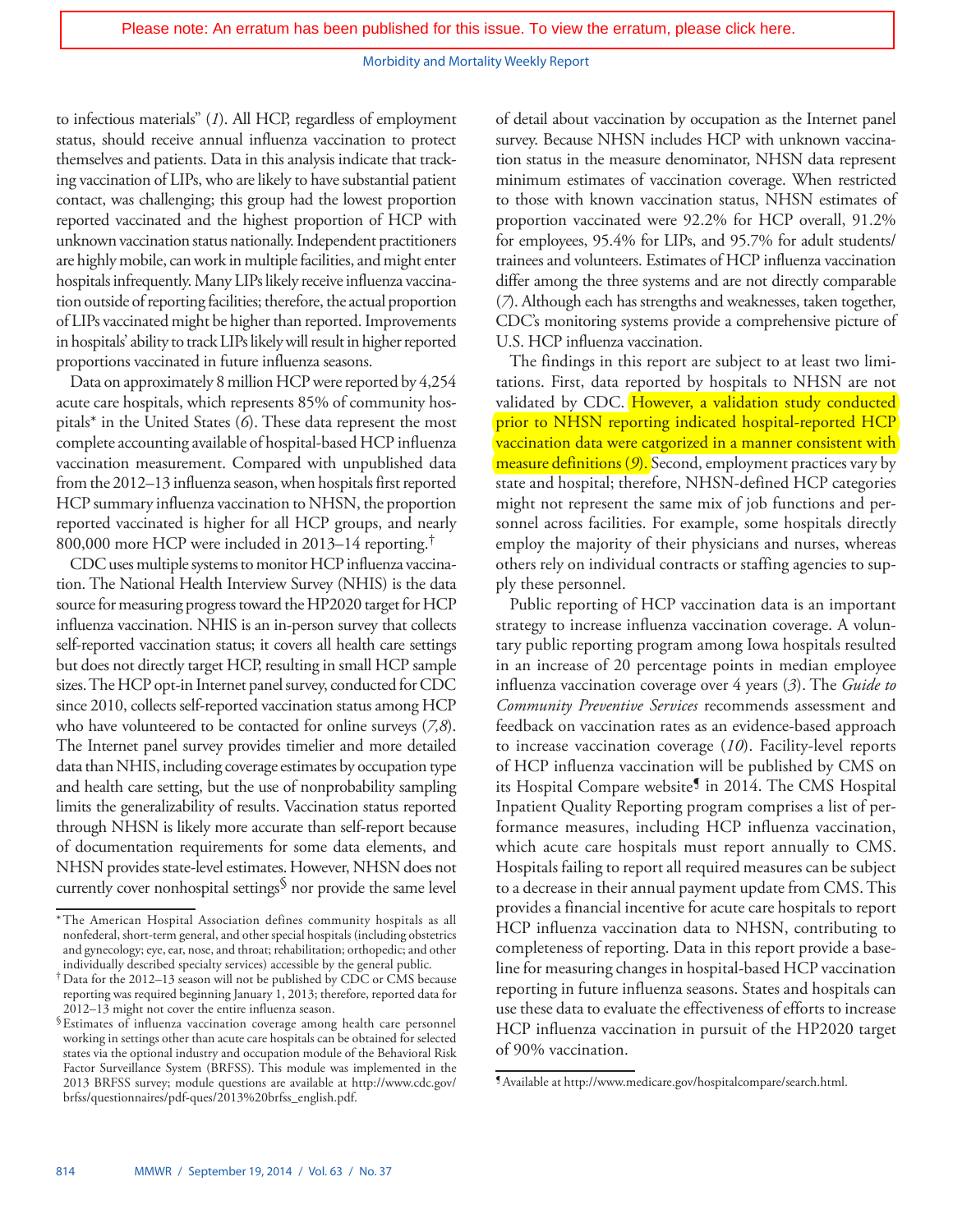Please note: An erratum has been published for this issue. To view the erratum, please click here.

to infectious materials" (*1*). All HCP, regardless of employment status, should receive annual influenza vaccination to protect themselves and patients. Data in this analysis indicate that tracking vaccination of LIPs, who are likely to have substantial patient contact, was challenging; this group had the lowest proportion reported vaccinated and the highest proportion of HCP with unknown vaccination status nationally. Independent practitioners are highly mobile, can work in multiple facilities, and might enter hospitals infrequently. Many LIPs likely receive influenza vaccination outside of reporting facilities; therefore, the actual proportion of LIPs vaccinated might be higher than reported. Improvements in hospitals' ability to track LIPs likely will result in higher reported proportions vaccinated in future influenza seasons.

Data on approximately 8 million HCP were reported by 4,254 acute care hospitals, which represents 85% of community hospitals* in the United States (*6*). These data represent the most complete accounting available of hospital-based HCP influenza vaccination measurement. Compared with unpublished data from the 2012–13 influenza season, when hospitals first reported HCP summary influenza vaccination to NHSN, the proportion reported vaccinated is higher for all HCP groups, and nearly 800,000 more HCP were included in 2013–14 reporting.†

CDC uses multiple systems to monitor HCP influenza vaccination. The National Health Interview Survey (NHIS) is the data source for measuring progress toward the HP2020 target for HCP influenza vaccination. NHIS is an in-person survey that collects self-reported vaccination status; it covers all health care settings but does not directly target HCP, resulting in small HCP sample sizes. The HCP opt-in Internet panel survey, conducted for CDC since 2010, collects self-reported vaccination status among HCP who have volunteered to be contacted for online surveys (*7,8*). The Internet panel survey provides timelier and more detailed data than NHIS, including coverage estimates by occupation type and health care setting, but the use of nonprobability sampling limits the generalizability of results. Vaccination status reported through NHSN is likely more accurate than self-report because of documentation requirements for some data elements, and NHSN provides state-level estimates. However, NHSN does not currently cover nonhospital settings§ nor provide the same level of detail about vaccination by occupation as the Internet panel survey. Because NHSN includes HCP with unknown vaccination status in the measure denominator, NHSN data represent minimum estimates of vaccination coverage. When restricted to those with known vaccination status, NHSN estimates of proportion vaccinated were 92.2% for HCP overall, 91.2% for employees, 95.4% for LIPs, and 95.7% for adult students/trainees and volunteers. Estimates of HCP influenza vaccination differ among the three systems and are not directly comparable (*7*). Although each has strengths and weaknesses, taken together, CDC's monitoring systems provide a comprehensive picture of U.S. HCP influenza vaccination.

The findings in this report are subject to at least two limitations. First, data reported by hospitals to NHSN are not validated by CDC. However, a validation study conducted prior to NHSN reporting indicated hospital-reported HCP vaccination data were catgorized in a manner consistent with measure definitions (*9*). Second, employment practices vary by state and hospital; therefore, NHSN-defined HCP categories might not represent the same mix of job functions and personnel across facilities. For example, some hospitals directly employ the majority of their physicians and nurses, whereas others rely on individual contracts or staffing agencies to supply these personnel.

Public reporting of HCP vaccination data is an important strategy to increase influenza vaccination coverage. A voluntary public reporting program among Iowa hospitals resulted in an increase of 20 percentage points in median employee influenza vaccination coverage over 4 years (*3*). The *Guide to Community Preventive Services* recommends assessment and feedback on vaccination rates as an evidence-based approach to increase vaccination coverage (*10*). Facility-level reports of HCP influenza vaccination will be published by CMS on its Hospital Compare website¶ in 2014. The CMS Hospital Inpatient Quality Reporting program comprises a list of performance measures, including HCP influenza vaccination, which acute care hospitals must report annually to CMS. Hospitals failing to report all required measures can be subject to a decrease in their annual payment update from CMS. This provides a financial incentive for acute care hospitals to report HCP influenza vaccination data to NHSN, contributing to completeness of reporting. Data in this report provide a baseline for measuring changes in hospital-based HCP vaccination reporting in future influenza seasons. States and hospitals can use these data to evaluate the effectiveness of efforts to increase HCP influenza vaccination in pursuit of the HP2020 target of 90% vaccination.

---

* The American Hospital Association defines community hospitals as all nonfederal, short-term general, and other special hospitals (including obstetrics and gynecology; eye, ear, nose, and throat; rehabilitation; orthopedic; and other individually described specialty services) accessible by the general public.

† Data for the 2012–13 season will not be published by CDC or CMS because reporting was required beginning January 1, 2013; therefore, reported data for 2012–13 might not cover the entire influenza season.

§ Estimates of influenza vaccination coverage among health care personnel working in settings other than acute care hospitals can be obtained for selected states via the optional industry and occupation module of the Behavioral Risk Factor Surveillance System (BRFSS). This module was implemented in the 2013 BRFSS survey; module questions are available at http://www.cdc.gov/brfss/questionnaires/pdf-ques/2013%20brfss_english.pdf.

¶ Available at http://www.medicare.gov/hospitalcompare/search.html.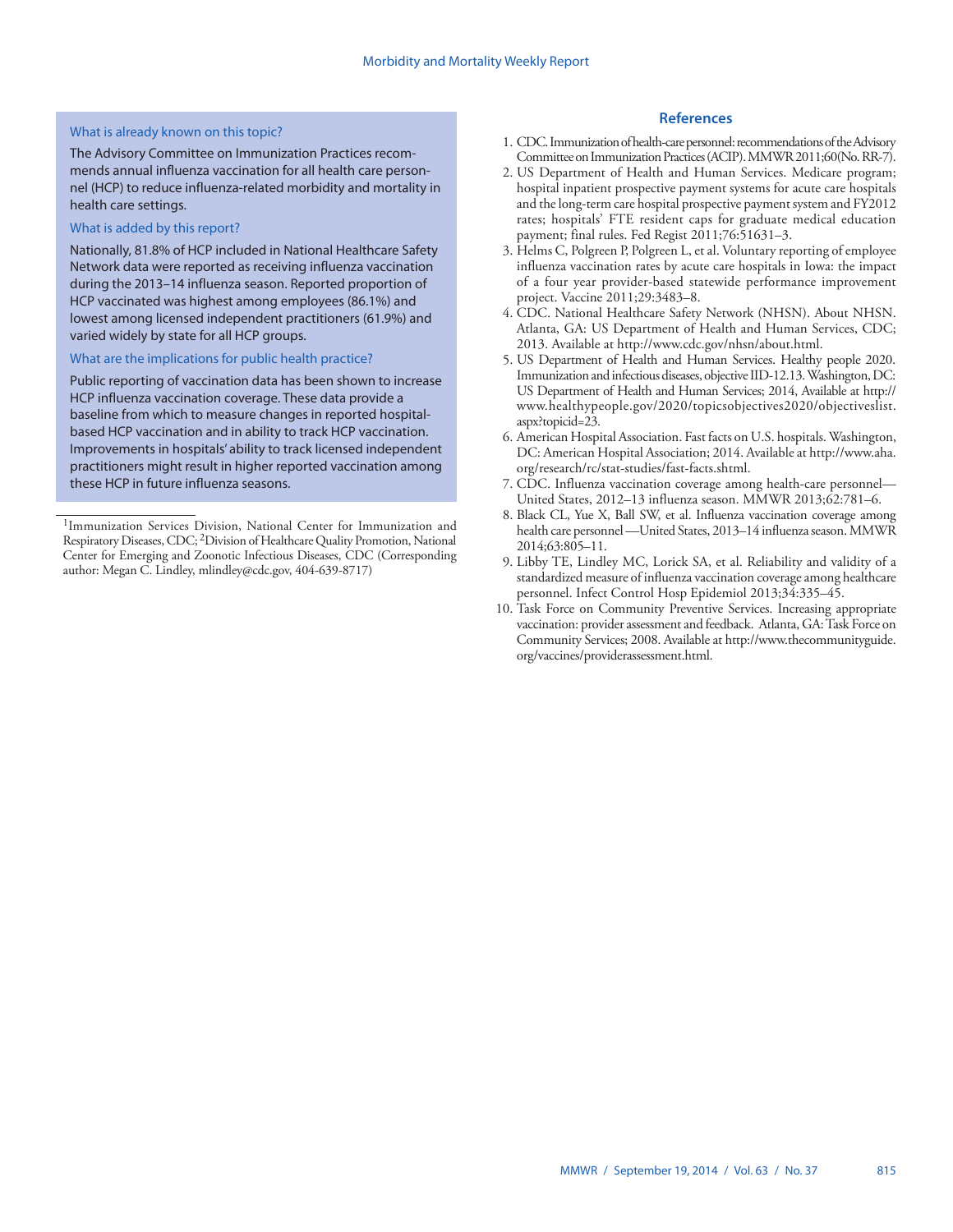### What is already known on this topic?

The Advisory Committee on Immunization Practices recommends annual influenza vaccination for all health care personnel (HCP) to reduce influenza-related morbidity and mortality in health care settings.

### What is added by this report?

Nationally, 81.8% of HCP included in National Healthcare Safety Network data were reported as receiving influenza vaccination during the 2013–14 influenza season. Reported proportion of HCP vaccinated was highest among employees (86.1%) and lowest among licensed independent practitioners (61.9%) and varied widely by state for all HCP groups.

### What are the implications for public health practice?

Public reporting of vaccination data has been shown to increase HCP influenza vaccination coverage. These data provide a baseline from which to measure changes in reported hospital-based HCP vaccination and in ability to track HCP vaccination. Improvements in hospitals' ability to track licensed independent practitioners might result in higher reported vaccination among these HCP in future influenza seasons.

---

[1]Immunization Services Division, National Center for Immunization and Respiratory Diseases, CDC; [2]Division of Healthcare Quality Promotion, National Center for Emerging and Zoonotic Infectious Diseases, CDC (Corresponding author: Megan C. Lindley, mlindley@cdc.gov, 404-639-8717)

## References

1. CDC. Immunization of health-care personnel: recommendations of the Advisory Committee on Immunization Practices (ACIP). MMWR 2011;60(No. RR-7).
2. US Department of Health and Human Services. Medicare program; hospital inpatient prospective payment systems for acute care hospitals and the long-term care hospital prospective payment system and FY2012 rates; hospitals' FTE resident caps for graduate medical education payment; final rules. Fed Regist 2011;76:51631–3.
3. Helms C, Polgreen P, Polgreen L, et al. Voluntary reporting of employee influenza vaccination rates by acute care hospitals in Iowa: the impact of a four year provider-based statewide performance improvement project. Vaccine 2011;29:3483–8.
4. CDC. National Healthcare Safety Network (NHSN). About NHSN. Atlanta, GA: US Department of Health and Human Services, CDC; 2013. Available at http://www.cdc.gov/nhsn/about.html.
5. US Department of Health and Human Services. Healthy people 2020. Immunization and infectious diseases, objective IID-12.13. Washington, DC: US Department of Health and Human Services; 2014, Available at http://www.healthypeople.gov/2020/topicsobjectives2020/objectiveslist.aspx?topicid=23.
6. American Hospital Association. Fast facts on U.S. hospitals. Washington, DC: American Hospital Association; 2014. Available at http://www.aha.org/research/rc/stat-studies/fast-facts.shtml.
7. CDC. Influenza vaccination coverage among health-care personnel—United States, 2012–13 influenza season. MMWR 2013;62:781–6.
8. Black CL, Yue X, Ball SW, et al. Influenza vaccination coverage among health care personnel —United States, 2013–14 influenza season. MMWR 2014;63:805–11.
9. Libby TE, Lindley MC, Lorick SA, et al. Reliability and validity of a standardized measure of influenza vaccination coverage among healthcare personnel. Infect Control Hosp Epidemiol 2013;34:335–45.
10. Task Force on Community Preventive Services. Increasing appropriate vaccination: provider assessment and feedback. Atlanta, GA: Task Force on Community Services; 2008. Available at http://www.thecommunityguide.org/vaccines/providerassessment.html.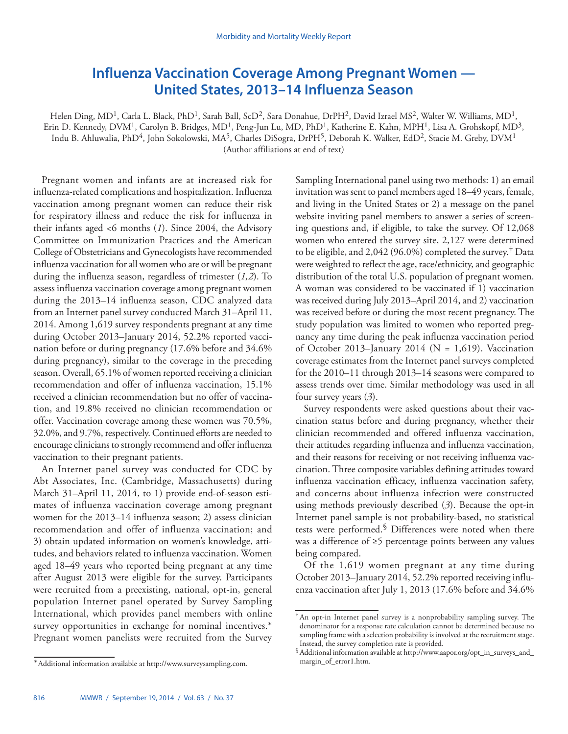# Influenza Vaccination Coverage Among Pregnant Women — United States, 2013–14 Influenza Season

Helen Ding, MD[1], Carla L. Black, PhD[1], Sarah Ball, ScD[2], Sara Donahue, DrPH[2], David Izrael MS[2], Walter W. Williams, MD[1], Erin D. Kennedy, DVM[1], Carolyn B. Bridges, MD[1], Peng-Jun Lu, MD, PhD[1], Katherine E. Kahn, MPH[1], Lisa A. Grohskopf, MD[3], Indu B. Ahluwalia, PhD[4], John Sokolowski, MA[5], Charles DiSogra, DrPH[5], Deborah K. Walker, EdD[2], Stacie M. Greby, DVM[1]
(Author affiliations at end of text)

Pregnant women and infants are at increased risk for influenza-related complications and hospitalization. Influenza vaccination among pregnant women can reduce their risk for respiratory illness and reduce the risk for influenza in their infants aged <6 months (*1*). Since 2004, the Advisory Committee on Immunization Practices and the American College of Obstetricians and Gynecologists have recommended influenza vaccination for all women who are or will be pregnant during the influenza season, regardless of trimester (*1,2*). To assess influenza vaccination coverage among pregnant women during the 2013–14 influenza season, CDC analyzed data from an Internet panel survey conducted March 31–April 11, 2014. Among 1,619 survey respondents pregnant at any time during October 2013–January 2014, 52.2% reported vaccination before or during pregnancy (17.6% before and 34.6% during pregnancy), similar to the coverage in the preceding season. Overall, 65.1% of women reported receiving a clinician recommendation and offer of influenza vaccination, 15.1% received a clinician recommendation but no offer of vaccination, and 19.8% received no clinician recommendation or offer. Vaccination coverage among these women was 70.5%, 32.0%, and 9.7%, respectively. Continued efforts are needed to encourage clinicians to strongly recommend and offer influenza vaccination to their pregnant patients.

An Internet panel survey was conducted for CDC by Abt Associates, Inc. (Cambridge, Massachusetts) during March 31–April 11, 2014, to 1) provide end-of-season estimates of influenza vaccination coverage among pregnant women for the 2013–14 influenza season; 2) assess clinician recommendation and offer of influenza vaccination; and 3) obtain updated information on women's knowledge, attitudes, and behaviors related to influenza vaccination. Women aged 18–49 years who reported being pregnant at any time after August 2013 were eligible for the survey. Participants were recruited from a preexisting, national, opt-in, general population Internet panel operated by Survey Sampling International, which provides panel members with online survey opportunities in exchange for nominal incentives.* Pregnant women panelists were recruited from the Survey Sampling International panel using two methods: 1) an email invitation was sent to panel members aged 18–49 years, female, and living in the United States or 2) a message on the panel website inviting panel members to answer a series of screening questions and, if eligible, to take the survey. Of 12,068 women who entered the survey site, 2,127 were determined to be eligible, and 2,042 (96.0%) completed the survey.† Data were weighted to reflect the age, race/ethnicity, and geographic distribution of the total U.S. population of pregnant women. A woman was considered to be vaccinated if 1) vaccination was received during July 2013–April 2014, and 2) vaccination was received before or during the most recent pregnancy. The study population was limited to women who reported pregnancy any time during the peak influenza vaccination period of October 2013–January 2014 (N = 1,619). Vaccination coverage estimates from the Internet panel surveys completed for the 2010–11 through 2013–14 seasons were compared to assess trends over time. Similar methodology was used in all four survey years (*3*).

Survey respondents were asked questions about their vaccination status before and during pregnancy, whether their clinician recommended and offered influenza vaccination, their attitudes regarding influenza and influenza vaccination, and their reasons for receiving or not receiving influenza vaccination. Three composite variables defining attitudes toward influenza vaccination efficacy, influenza vaccination safety, and concerns about influenza infection were constructed using methods previously described (*3*). Because the opt-in Internet panel sample is not probability-based, no statistical tests were performed.§ Differences were noted when there was a difference of ≥5 percentage points between any values being compared.

Of the 1,619 women pregnant at any time during October 2013–January 2014, 52.2% reported receiving influenza vaccination after July 1, 2013 (17.6% before and 34.6%

---

*Additional information available at http://www.surveysampling.com.

†An opt-in Internet panel survey is a nonprobability sampling survey. The denominator for a response rate calculation cannot be determined because no sampling frame with a selection probability is involved at the recruitment stage. Instead, the survey completion rate is provided.

§Additional information available at http://www.aapor.org/opt_in_surveys_and_margin_of_error1.htm.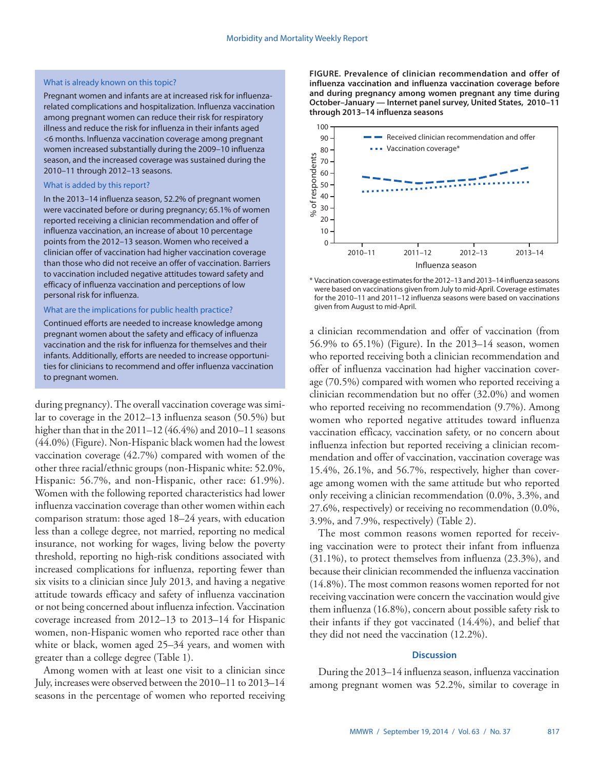What is already known on this topic?

Pregnant women and infants are at increased risk for influenza-related complications and hospitalization. Influenza vaccination among pregnant women can reduce their risk for respiratory illness and reduce the risk for influenza in their infants aged <6 months. Influenza vaccination coverage among pregnant women increased substantially during the 2009–10 influenza season, and the increased coverage was sustained during the 2010–11 through 2012–13 seasons.

What is added by this report?

In the 2013–14 influenza season, 52.2% of pregnant women were vaccinated before or during pregnancy; 65.1% of women reported receiving a clinician recommendation and offer of influenza vaccination, an increase of about 10 percentage points from the 2012–13 season. Women who received a clinician offer of vaccination had higher vaccination coverage than those who did not receive an offer of vaccination. Barriers to vaccination included negative attitudes toward safety and efficacy of influenza vaccination and perceptions of low personal risk for influenza.

What are the implications for public health practice?

Continued efforts are needed to increase knowledge among pregnant women about the safety and efficacy of influenza vaccination and the risk for influenza for themselves and their infants. Additionally, efforts are needed to increase opportunities for clinicians to recommend and offer influenza vaccination to pregnant women.

during pregnancy). The overall vaccination coverage was similar to coverage in the 2012–13 influenza season (50.5%) but higher than that in the 2011–12 (46.4%) and 2010–11 seasons (44.0%) (Figure). Non-Hispanic black women had the lowest vaccination coverage (42.7%) compared with women of the other three racial/ethnic groups (non-Hispanic white: 52.0%, Hispanic: 56.7%, and non-Hispanic, other race: 61.9%). Women with the following reported characteristics had lower influenza vaccination coverage than other women within each comparison stratum: those aged 18–24 years, with education less than a college degree, not married, reporting no medical insurance, not working for wages, living below the poverty threshold, reporting no high-risk conditions associated with increased complications for influenza, reporting fewer than six visits to a clinician since July 2013, and having a negative attitude towards efficacy and safety of influenza vaccination or not being concerned about influenza infection. Vaccination coverage increased from 2012–13 to 2013–14 for Hispanic women, non-Hispanic women who reported race other than white or black, women aged 25–34 years, and women with greater than a college degree (Table 1).

Among women with at least one visit to a clinician since July, increases were observed between the 2010–11 to 2013–14 seasons in the percentage of women who reported receiving a clinician recommendation and offer of vaccination (from 56.9% to 65.1%) (Figure). In the 2013–14 season, women who reported receiving both a clinician recommendation and offer of influenza vaccination had higher vaccination coverage (70.5%) compared with women who reported receiving a clinician recommendation but no offer (32.0%) and women who reported receiving no recommendation (9.7%). Among women who reported negative attitudes toward influenza vaccination efficacy, vaccination safety, or no concern about influenza infection but reported receiving a clinician recommendation and offer of vaccination, vaccination coverage was 15.4%, 26.1%, and 56.7%, respectively, higher than coverage among women with the same attitude but who reported only receiving a clinician recommendation (0.0%, 3.3%, and 27.6%, respectively) or receiving no recommendation (0.0%, 3.9%, and 7.9%, respectively) (Table 2).

The most common reasons women reported for receiving vaccination were to protect their infant from influenza (31.1%), to protect themselves from influenza (23.3%), and because their clinician recommended the influenza vaccination (14.8%). The most common reasons women reported for not receiving vaccination were concern the vaccination would give them influenza (16.8%), concern about possible safety risk to their infants if they got vaccinated (14.4%), and belief that they did not need the vaccination (12.2%).

**FIGURE. Prevalence of clinician recommendation and offer of influenza vaccination and influenza vaccination coverage before and during pregnancy among women pregnant any time during October–January — Internet panel survey, United States, 2010–11 through 2013–14 influenza seasons**

\* Vaccination coverage estimates for the 2012–13 and 2013–14 influenza seasons were based on vaccinations given from July to mid-April. Coverage estimates for the 2010–11 and 2011–12 influenza seasons were based on vaccinations given from August to mid-April.

## Discussion

During the 2013–14 influenza season, influenza vaccination among pregnant women was 52.2%, similar to coverage in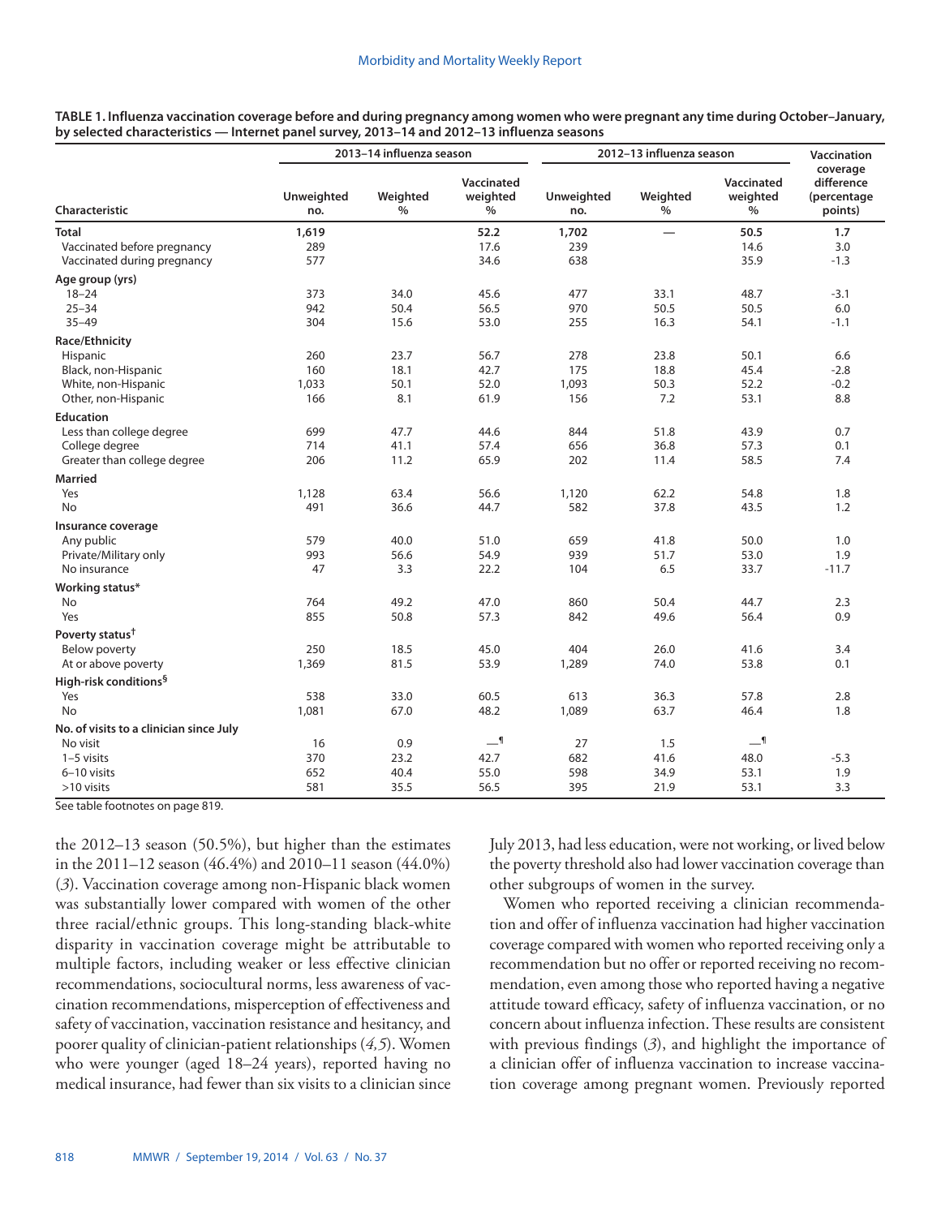**TABLE 1. Influenza vaccination coverage before and during pregnancy among women who were pregnant any time during October–January, by selected characteristics — Internet panel survey, 2013–14 and 2012–13 influenza seasons**

| Characteristic | 2013–14 influenza season | | | 2012–13 influenza season | | | Vaccination coverage difference (percentage points) |
|---|---|---|---|---|---|---|---|
| | Unweighted no. | Weighted % | Vaccinated weighted % | Unweighted no. | Weighted % | Vaccinated weighted % | |
| **Total** | **1,619** | | **52.2** | **1,702** | **—** | **50.5** | **1.7** |
| Vaccinated before pregnancy | 289 | | 17.6 | 239 | | 14.6 | 3.0 |
| Vaccinated during pregnancy | 577 | | 34.6 | 638 | | 35.9 | -1.3 |
| **Age group (yrs)** | | | | | | | |
| 18–24 | 373 | 34.0 | 45.6 | 477 | 33.1 | 48.7 | -3.1 |
| 25–34 | 942 | 50.4 | 56.5 | 970 | 50.5 | 50.5 | 6.0 |
| 35–49 | 304 | 15.6 | 53.0 | 255 | 16.3 | 54.1 | -1.1 |
| **Race/Ethnicity** | | | | | | | |
| Hispanic | 260 | 23.7 | 56.7 | 278 | 23.8 | 50.1 | 6.6 |
| Black, non-Hispanic | 160 | 18.1 | 42.7 | 175 | 18.8 | 45.4 | -2.8 |
| White, non-Hispanic | 1,033 | 50.1 | 52.0 | 1,093 | 50.3 | 52.2 | -0.2 |
| Other, non-Hispanic | 166 | 8.1 | 61.9 | 156 | 7.2 | 53.1 | 8.8 |
| **Education** | | | | | | | |
| Less than college degree | 699 | 47.7 | 44.6 | 844 | 51.8 | 43.9 | 0.7 |
| College degree | 714 | 41.1 | 57.4 | 656 | 36.8 | 57.3 | 0.1 |
| Greater than college degree | 206 | 11.2 | 65.9 | 202 | 11.4 | 58.5 | 7.4 |
| **Married** | | | | | | | |
| Yes | 1,128 | 63.4 | 56.6 | 1,120 | 62.2 | 54.8 | 1.8 |
| No | 491 | 36.6 | 44.7 | 582 | 37.8 | 43.5 | 1.2 |
| **Insurance coverage** | | | | | | | |
| Any public | 579 | 40.0 | 51.0 | 659 | 41.8 | 50.0 | 1.0 |
| Private/Military only | 993 | 56.6 | 54.9 | 939 | 51.7 | 53.0 | 1.9 |
| No insurance | 47 | 3.3 | 22.2 | 104 | 6.5 | 33.7 | -11.7 |
| **Working status*** | | | | | | | |
| No | 764 | 49.2 | 47.0 | 860 | 50.4 | 44.7 | 2.3 |
| Yes | 855 | 50.8 | 57.3 | 842 | 49.6 | 56.4 | 0.9 |
| **Poverty status†** | | | | | | | |
| Below poverty | 250 | 18.5 | 45.0 | 404 | 26.0 | 41.6 | 3.4 |
| At or above poverty | 1,369 | 81.5 | 53.9 | 1,289 | 74.0 | 53.8 | 0.1 |
| **High-risk conditions§** | | | | | | | |
| Yes | 538 | 33.0 | 60.5 | 613 | 36.3 | 57.8 | 2.8 |
| No | 1,081 | 67.0 | 48.2 | 1,089 | 63.7 | 46.4 | 1.8 |
| **No. of visits to a clinician since July** | | | | | | | |
| No visit | 16 | 0.9 | —¶ | 27 | 1.5 | —¶ | |
| 1–5 visits | 370 | 23.2 | 42.7 | 682 | 41.6 | 48.0 | -5.3 |
| 6–10 visits | 652 | 40.4 | 55.0 | 598 | 34.9 | 53.1 | 1.9 |
| >10 visits | 581 | 35.5 | 56.5 | 395 | 21.9 | 53.1 | 3.3 |

See table footnotes on page 819.

the 2012–13 season (50.5%), but higher than the estimates in the 2011–12 season (46.4%) and 2010–11 season (44.0%) (*3*). Vaccination coverage among non-Hispanic black women was substantially lower compared with women of the other three racial/ethnic groups. This long-standing black-white disparity in vaccination coverage might be attributable to multiple factors, including weaker or less effective clinician recommendations, sociocultural norms, less awareness of vaccination recommendations, misperception of effectiveness and safety of vaccination, vaccination resistance and hesitancy, and poorer quality of clinician-patient relationships (*4,5*). Women who were younger (aged 18–24 years), reported having no medical insurance, had fewer than six visits to a clinician since July 2013, had less education, were not working, or lived below the poverty threshold also had lower vaccination coverage than other subgroups of women in the survey.

Women who reported receiving a clinician recommendation and offer of influenza vaccination had higher vaccination coverage compared with women who reported receiving only a recommendation but no offer or reported receiving no recommendation, even among those who reported having a negative attitude toward efficacy, safety of influenza vaccination, or no concern about influenza infection. These results are consistent with previous findings (*3*), and highlight the importance of a clinician offer of influenza vaccination to increase vaccination coverage among pregnant women. Previously reported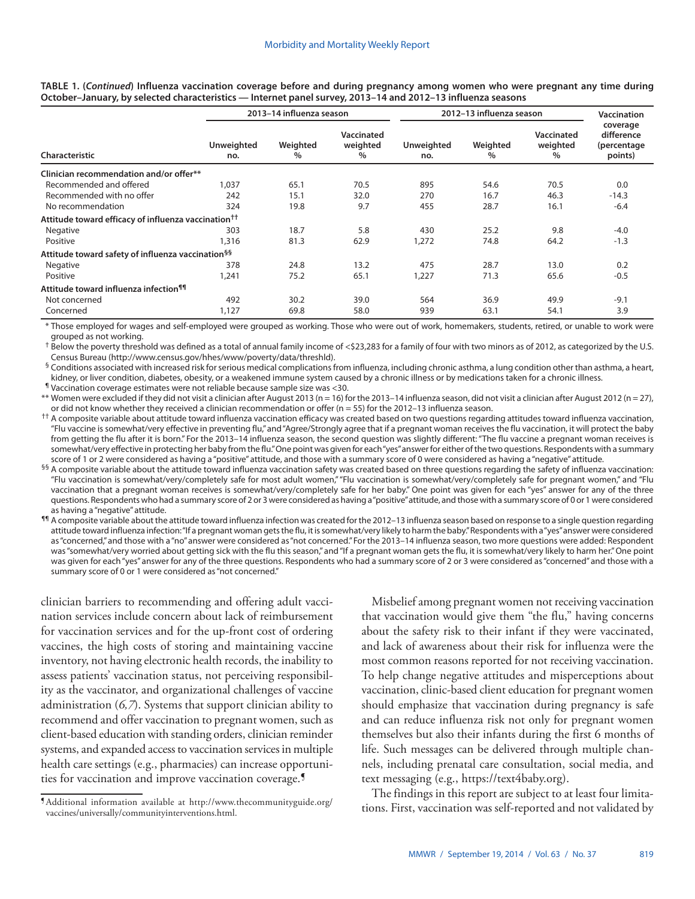**TABLE 1. (*Continued*) Influenza vaccination coverage before and during pregnancy among women who were pregnant any time during October–January, by selected characteristics — Internet panel survey, 2013–14 and 2012–13 influenza seasons**

| Characteristic | 2013–14 influenza season | | | 2012–13 influenza season | | | Vaccination coverage difference (percentage points) |
|---|---|---|---|---|---|---|---|
| | Unweighted no. | Weighted % | Vaccinated weighted % | Unweighted no. | Weighted % | Vaccinated weighted % | |
| **Clinician recommendation and/or offer**** | | | | | | | |
| Recommended and offered | 1,037 | 65.1 | 70.5 | 895 | 54.6 | 70.5 | 0.0 |
| Recommended with no offer | 242 | 15.1 | 32.0 | 270 | 16.7 | 46.3 | -14.3 |
| No recommendation | 324 | 19.8 | 9.7 | 455 | 28.7 | 16.1 | -6.4 |
| **Attitude toward efficacy of influenza vaccination††** | | | | | | | |
| Negative | 303 | 18.7 | 5.8 | 430 | 25.2 | 9.8 | -4.0 |
| Positive | 1,316 | 81.3 | 62.9 | 1,272 | 74.8 | 64.2 | -1.3 |
| **Attitude toward safety of influenza vaccination§§** | | | | | | | |
| Negative | 378 | 24.8 | 13.2 | 475 | 28.7 | 13.0 | 0.2 |
| Positive | 1,241 | 75.2 | 65.1 | 1,227 | 71.3 | 65.6 | -0.5 |
| **Attitude toward influenza infection¶¶** | | | | | | | |
| Not concerned | 492 | 30.2 | 39.0 | 564 | 36.9 | 49.9 | -9.1 |
| Concerned | 1,127 | 69.8 | 58.0 | 939 | 63.1 | 54.1 | 3.9 |

\* Those employed for wages and self-employed were grouped as working. Those who were out of work, homemakers, students, retired, or unable to work were grouped as not working.

† Below the poverty threshold was defined as a total of annual family income of <$23,283 for a family of four with two minors as of 2012, as categorized by the U.S. Census Bureau (http://www.census.gov/hhes/www/poverty/data/threshld).

§ Conditions associated with increased risk for serious medical complications from influenza, including chronic asthma, a lung condition other than asthma, a heart, kidney, or liver condition, diabetes, obesity, or a weakened immune system caused by a chronic illness or by medications taken for a chronic illness.

¶ Vaccination coverage estimates were not reliable because sample size was <30.

\*\* Women were excluded if they did not visit a clinician after August 2013 (n = 16) for the 2013–14 influenza season, did not visit a clinician after August 2012 (n = 27), or did not know whether they received a clinician recommendation or offer (n = 55) for the 2012–13 influenza season.

†† A composite variable about attitude toward influenza vaccination efficacy was created based on two questions regarding attitudes toward influenza vaccination, "Flu vaccine is somewhat/very effective in preventing flu," and "Agree/Strongly agree that if a pregnant woman receives the flu vaccination, it will protect the baby from getting the flu after it is born." For the 2013–14 influenza season, the second question was slightly different: "The flu vaccine a pregnant woman receives is somewhat/very effective in protecting her baby from the flu." One point was given for each "yes" answer for either of the two questions. Respondents with a summary score of 1 or 2 were considered as having a "positive" attitude, and those with a summary score of 0 were considered as having a "negative" attitude.

§§ A composite variable about the attitude toward influenza vaccination safety was created based on three questions regarding the safety of influenza vaccination: "Flu vaccination is somewhat/very/completely safe for most adult women," "Flu vaccination is somewhat/very/completely safe for pregnant women," and "Flu vaccination that a pregnant woman receives is somewhat/very/completely safe for her baby." One point was given for each "yes" answer for any of the three questions. Respondents who had a summary score of 2 or 3 were considered as having a "positive" attitude, and those with a summary score of 0 or 1 were considered as having a "negative" attitude.

¶¶ A composite variable about the attitude toward influenza infection was created for the 2012–13 influenza season based on response to a single question regarding attitude toward influenza infection: "If a pregnant woman gets the flu, it is somewhat/very likely to harm the baby." Respondents with a "yes" answer were considered as "concerned," and those with a "no" answer were considered as "not concerned." For the 2013–14 influenza season, two more questions were added: Respondent was "somewhat/very worried about getting sick with the flu this season," and "If a pregnant woman gets the flu, it is somewhat/very likely to harm her." One point was given for each "yes" answer for any of the three questions. Respondents who had a summary score of 2 or 3 were considered as "concerned" and those with a summary score of 0 or 1 were considered as "not concerned."

clinician barriers to recommending and offering adult vaccination services include concern about lack of reimbursement for vaccination services and for the up-front cost of ordering vaccines, the high costs of storing and maintaining vaccine inventory, not having electronic health records, the inability to assess patients' vaccination status, not perceiving responsibility as the vaccinator, and organizational challenges of vaccine administration (*6,7*). Systems that support clinician ability to recommend and offer vaccination to pregnant women, such as client-based education with standing orders, clinician reminder systems, and expanded access to vaccination services in multiple health care settings (e.g., pharmacies) can increase opportunities for vaccination and improve vaccination coverage.¶

¶ Additional information available at http://www.thecommunityguide.org/vaccines/universally/communityinterventions.html.

Misbelief among pregnant women not receiving vaccination that vaccination would give them "the flu," having concerns about the safety risk to their infant if they were vaccinated, and lack of awareness about their risk for influenza were the most common reasons reported for not receiving vaccination. To help change negative attitudes and misperceptions about vaccination, clinic-based client education for pregnant women should emphasize that vaccination during pregnancy is safe and can reduce influenza risk not only for pregnant women themselves but also their infants during the first 6 months of life. Such messages can be delivered through multiple channels, including prenatal care consultation, social media, and text messaging (e.g., https://text4baby.org).

The findings in this report are subject to at least four limitations. First, vaccination was self-reported and not validated by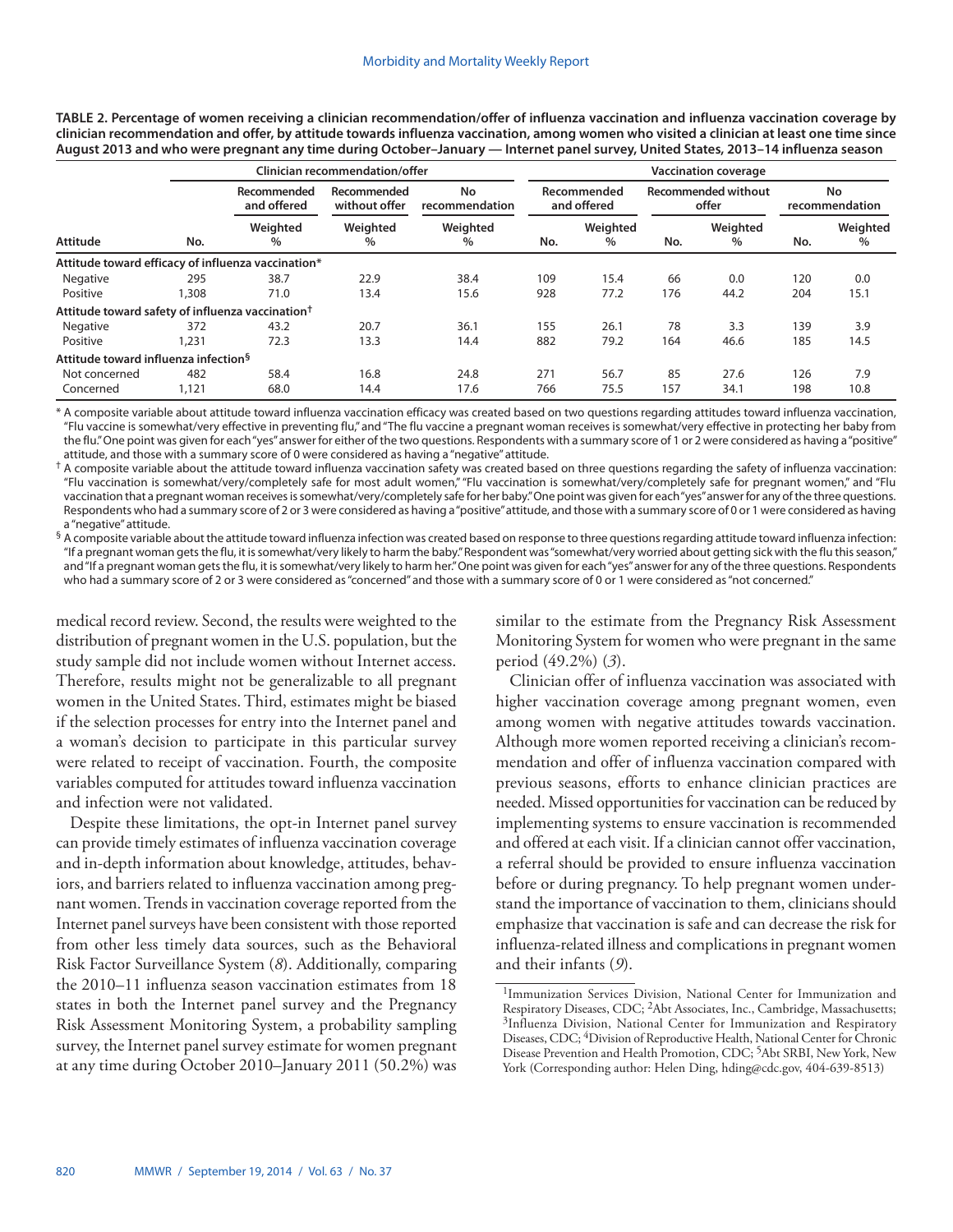**TABLE 2. Percentage of women receiving a clinician recommendation/offer of influenza vaccination and influenza vaccination coverage by clinician recommendation and offer, by attitude towards influenza vaccination, among women who visited a clinician at least one time since August 2013 and who were pregnant any time during October–January — Internet panel survey, United States, 2013–14 influenza season**

| | | Clinician recommendation/offer | | | Vaccination coverage | | | | | |
|---|---|---|---|---|---|---|---|---|---|---|
| | | Recommended and offered | Recommended without offer | No recommendation | Recommended and offered | | Recommended without offer | | No recommendation | |
| Attitude | No. | Weighted % | Weighted % | Weighted % | No. | Weighted % | No. | Weighted % | No. | Weighted % |
| **Attitude toward efficacy of influenza vaccination*** | | | | | | | | | | |
| Negative | 295 | 38.7 | 22.9 | 38.4 | 109 | 15.4 | 66 | 0.0 | 120 | 0.0 |
| Positive | 1,308 | 71.0 | 13.4 | 15.6 | 928 | 77.2 | 176 | 44.2 | 204 | 15.1 |
| **Attitude toward safety of influenza vaccination†** | | | | | | | | | | |
| Negative | 372 | 43.2 | 20.7 | 36.1 | 155 | 26.1 | 78 | 3.3 | 139 | 3.9 |
| Positive | 1,231 | 72.3 | 13.3 | 14.4 | 882 | 79.2 | 164 | 46.6 | 185 | 14.5 |
| **Attitude toward influenza infection§** | | | | | | | | | | |
| Not concerned | 482 | 58.4 | 16.8 | 24.8 | 271 | 56.7 | 85 | 27.6 | 126 | 7.9 |
| Concerned | 1,121 | 68.0 | 14.4 | 17.6 | 766 | 75.5 | 157 | 34.1 | 198 | 10.8 |

* A composite variable about attitude toward influenza vaccination efficacy was created based on two questions regarding attitudes toward influenza vaccination, "Flu vaccine is somewhat/very effective in preventing flu," and "The flu vaccine a pregnant woman receives is somewhat/very effective in protecting her baby from the flu." One point was given for each "yes" answer for either of the two questions. Respondents with a summary score of 1 or 2 were considered as having a "positive" attitude, and those with a summary score of 0 were considered as having a "negative" attitude.

† A composite variable about the attitude toward influenza vaccination safety was created based on three questions regarding the safety of influenza vaccination: "Flu vaccination is somewhat/very/completely safe for most adult women," "Flu vaccination is somewhat/very/completely safe for pregnant women," and "Flu vaccination that a pregnant woman receives is somewhat/very/completely safe for her baby." One point was given for each "yes" answer for any of the three questions. Respondents who had a summary score of 2 or 3 were considered as having a "positive" attitude, and those with a summary score of 0 or 1 were considered as having a "negative" attitude.

§ A composite variable about the attitude toward influenza infection was created based on response to three questions regarding attitude toward influenza infection: "If a pregnant woman gets the flu, it is somewhat/very likely to harm the baby." Respondent was "somewhat/very worried about getting sick with the flu this season," and "If a pregnant woman gets the flu, it is somewhat/very likely to harm her." One point was given for each "yes" answer for any of the three questions. Respondents who had a summary score of 2 or 3 were considered as "concerned" and those with a summary score of 0 or 1 were considered as "not concerned."

medical record review. Second, the results were weighted to the distribution of pregnant women in the U.S. population, but the study sample did not include women without Internet access. Therefore, results might not be generalizable to all pregnant women in the United States. Third, estimates might be biased if the selection processes for entry into the Internet panel and a woman's decision to participate in this particular survey were related to receipt of vaccination. Fourth, the composite variables computed for attitudes toward influenza vaccination and infection were not validated.

Despite these limitations, the opt-in Internet panel survey can provide timely estimates of influenza vaccination coverage and in-depth information about knowledge, attitudes, behaviors, and barriers related to influenza vaccination among pregnant women. Trends in vaccination coverage reported from the Internet panel surveys have been consistent with those reported from other less timely data sources, such as the Behavioral Risk Factor Surveillance System (*8*). Additionally, comparing the 2010–11 influenza season vaccination estimates from 18 states in both the Internet panel survey and the Pregnancy Risk Assessment Monitoring System, a probability sampling survey, the Internet panel survey estimate for women pregnant at any time during October 2010–January 2011 (50.2%) was similar to the estimate from the Pregnancy Risk Assessment Monitoring System for women who were pregnant in the same period (49.2%) (*3*).

Clinician offer of influenza vaccination was associated with higher vaccination coverage among pregnant women, even among women with negative attitudes towards vaccination. Although more women reported receiving a clinician's recommendation and offer of influenza vaccination compared with previous seasons, efforts to enhance clinician practices are needed. Missed opportunities for vaccination can be reduced by implementing systems to ensure vaccination is recommended and offered at each visit. If a clinician cannot offer vaccination, a referral should be provided to ensure influenza vaccination before or during pregnancy. To help pregnant women understand the importance of vaccination to them, clinicians should emphasize that vaccination is safe and can decrease the risk for influenza-related illness and complications in pregnant women and their infants (*9*).

---

[1]Immunization Services Division, National Center for Immunization and Respiratory Diseases, CDC; [2]Abt Associates, Inc., Cambridge, Massachusetts; [3]Influenza Division, National Center for Immunization and Respiratory Diseases, CDC; [4]Division of Reproductive Health, National Center for Chronic Disease Prevention and Health Promotion, CDC; [5]Abt SRBI, New York, New York (Corresponding author: Helen Ding, hding@cdc.gov, 404-639-8513)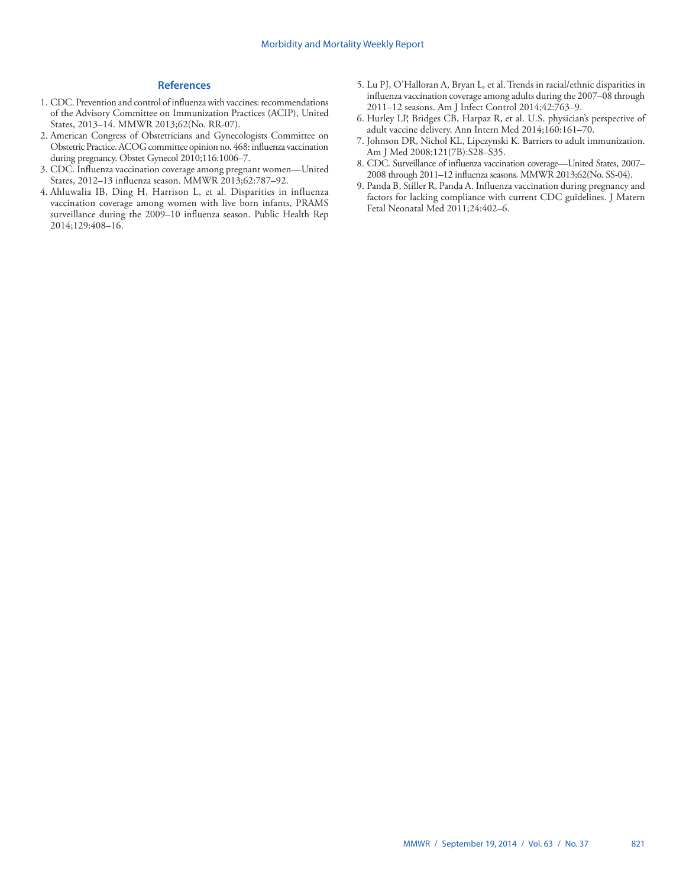## References

1. CDC. Prevention and control of influenza with vaccines: recommendations of the Advisory Committee on Immunization Practices (ACIP), United States, 2013–14. MMWR 2013;62(No. RR-07).
2. American Congress of Obstetricians and Gynecologists Committee on Obstetric Practice. ACOG committee opinion no. 468: influenza vaccination during pregnancy. Obstet Gynecol 2010;116:1006–7.
3. CDC. Influenza vaccination coverage among pregnant women—United States, 2012–13 influenza season. MMWR 2013;62:787–92.
4. Ahluwalia IB, Ding H, Harrison L, et al. Disparities in influenza vaccination coverage among women with live born infants, PRAMS surveillance during the 2009–10 influenza season. Public Health Rep 2014;129:408–16.
5. Lu PJ, O'Halloran A, Bryan L, et al. Trends in racial/ethnic disparities in influenza vaccination coverage among adults during the 2007–08 through 2011–12 seasons. Am J Infect Control 2014;42:763–9.
6. Hurley LP, Bridges CB, Harpaz R, et al. U.S. physician's perspective of adult vaccine delivery. Ann Intern Med 2014;160:161–70.
7. Johnson DR, Nichol KL, Lipczynski K. Barriers to adult immunization. Am J Med 2008;121(7B):S28–S35.
8. CDC. Surveillance of influenza vaccination coverage—United States, 2007–2008 through 2011–12 influenza seasons. MMWR 2013;62(No. SS-04).
9. Panda B, Stiller R, Panda A. Influenza vaccination during pregnancy and factors for lacking compliance with current CDC guidelines. J Matern Fetal Neonatal Med 2011;24:402–6.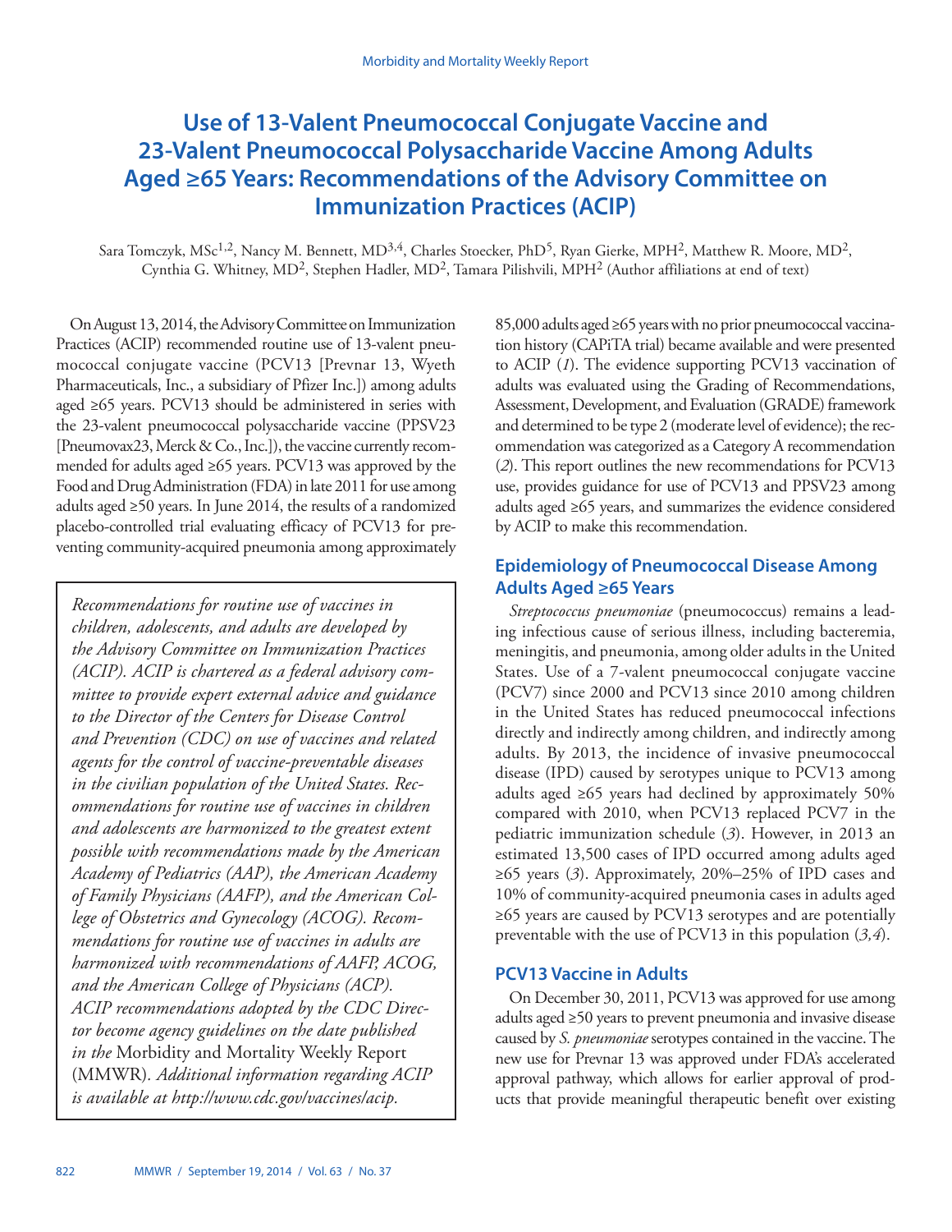# Use of 13-Valent Pneumococcal Conjugate Vaccine and 23-Valent Pneumococcal Polysaccharide Vaccine Among Adults Aged ≥65 Years: Recommendations of the Advisory Committee on Immunization Practices (ACIP)

Sara Tomczyk, MSc[1,2], Nancy M. Bennett, MD[3,4], Charles Stoecker, PhD[5], Ryan Gierke, MPH[2], Matthew R. Moore, MD[2], Cynthia G. Whitney, MD[2], Stephen Hadler, MD[2], Tamara Pilishvili, MPH[2] (Author affiliations at end of text)

On August 13, 2014, the Advisory Committee on Immunization Practices (ACIP) recommended routine use of 13-valent pneumococcal conjugate vaccine (PCV13 [Prevnar 13, Wyeth Pharmaceuticals, Inc., a subsidiary of Pfizer Inc.]) among adults aged ≥65 years. PCV13 should be administered in series with the 23-valent pneumococcal polysaccharide vaccine (PPSV23 [Pneumovax23, Merck & Co., Inc.]), the vaccine currently recommended for adults aged ≥65 years. PCV13 was approved by the Food and Drug Administration (FDA) in late 2011 for use among adults aged ≥50 years. In June 2014, the results of a randomized placebo-controlled trial evaluating efficacy of PCV13 for preventing community-acquired pneumonia among approximately 85,000 adults aged ≥65 years with no prior pneumococcal vaccination history (CAPiTA trial) became available and were presented to ACIP (*1*). The evidence supporting PCV13 vaccination of adults was evaluated using the Grading of Recommendations, Assessment, Development, and Evaluation (GRADE) framework and determined to be type 2 (moderate level of evidence); the recommendation was categorized as a Category A recommendation (*2*). This report outlines the new recommendations for PCV13 use, provides guidance for use of PCV13 and PPSV23 among adults aged ≥65 years, and summarizes the evidence considered by ACIP to make this recommendation.

*Recommendations for routine use of vaccines in children, adolescents, and adults are developed by the Advisory Committee on Immunization Practices (ACIP). ACIP is chartered as a federal advisory committee to provide expert external advice and guidance to the Director of the Centers for Disease Control and Prevention (CDC) on use of vaccines and related agents for the control of vaccine-preventable diseases in the civilian population of the United States. Recommendations for routine use of vaccines in children and adolescents are harmonized to the greatest extent possible with recommendations made by the American Academy of Pediatrics (AAP), the American Academy of Family Physicians (AAFP), and the American College of Obstetrics and Gynecology (ACOG). Recommendations for routine use of vaccines in adults are harmonized with recommendations of AAFP, ACOG, and the American College of Physicians (ACP). ACIP recommendations adopted by the CDC Director become agency guidelines on the date published in the* Morbidity and Mortality Weekly Report (MMWR). *Additional information regarding ACIP is available at http://www.cdc.gov/vaccines/acip.*

## Epidemiology of Pneumococcal Disease Among Adults Aged ≥65 Years

*Streptococcus pneumoniae* (pneumococcus) remains a leading infectious cause of serious illness, including bacteremia, meningitis, and pneumonia, among older adults in the United States. Use of a 7-valent pneumococcal conjugate vaccine (PCV7) since 2000 and PCV13 since 2010 among children in the United States has reduced pneumococcal infections directly and indirectly among children, and indirectly among adults. By 2013, the incidence of invasive pneumococcal disease (IPD) caused by serotypes unique to PCV13 among adults aged ≥65 years had declined by approximately 50% compared with 2010, when PCV13 replaced PCV7 in the pediatric immunization schedule (*3*). However, in 2013 an estimated 13,500 cases of IPD occurred among adults aged ≥65 years (*3*). Approximately, 20%–25% of IPD cases and 10% of community-acquired pneumonia cases in adults aged ≥65 years are caused by PCV13 serotypes and are potentially preventable with the use of PCV13 in this population (*3,4*).

## PCV13 Vaccine in Adults

On December 30, 2011, PCV13 was approved for use among adults aged ≥50 years to prevent pneumonia and invasive disease caused by *S. pneumoniae* serotypes contained in the vaccine. The new use for Prevnar 13 was approved under FDA's accelerated approval pathway, which allows for earlier approval of products that provide meaningful therapeutic benefit over existing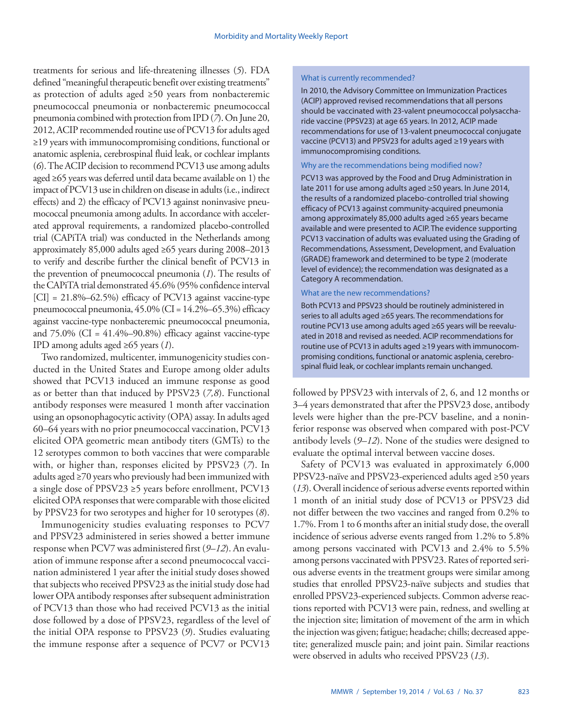treatments for serious and life-threatening illnesses (*5*). FDA defined "meaningful therapeutic benefit over existing treatments" as protection of adults aged ≥50 years from nonbacteremic pneumococcal pneumonia or nonbacteremic pneumococcal pneumonia combined with protection from IPD (*7*). On June 20, 2012, ACIP recommended routine use of PCV13 for adults aged ≥19 years with immunocompromising conditions, functional or anatomic asplenia, cerebrospinal fluid leak, or cochlear implants (*6*). The ACIP decision to recommend PCV13 use among adults aged ≥65 years was deferred until data became available on 1) the impact of PCV13 use in children on disease in adults (i.e., indirect effects) and 2) the efficacy of PCV13 against noninvasive pneumococcal pneumonia among adults. In accordance with accelerated approval requirements, a randomized placebo-controlled trial (CAPiTA trial) was conducted in the Netherlands among approximately 85,000 adults aged ≥65 years during 2008–2013 to verify and describe further the clinical benefit of PCV13 in the prevention of pneumococcal pneumonia (*1*). The results of the CAPiTA trial demonstrated 45.6% (95% confidence interval [CI] = 21.8%–62.5%) efficacy of PCV13 against vaccine-type pneumococcal pneumonia, 45.0% (CI = 14.2%–65.3%) efficacy against vaccine-type nonbacteremic pneumococcal pneumonia, and 75.0% (CI = 41.4%–90.8%) efficacy against vaccine-type IPD among adults aged ≥65 years (*1*).

Two randomized, multicenter, immunogenicity studies conducted in the United States and Europe among older adults showed that PCV13 induced an immune response as good as or better than that induced by PPSV23 (*7,8*). Functional antibody responses were measured 1 month after vaccination using an opsonophagocytic activity (OPA) assay. In adults aged 60–64 years with no prior pneumococcal vaccination, PCV13 elicited OPA geometric mean antibody titers (GMTs) to the 12 serotypes common to both vaccines that were comparable with, or higher than, responses elicited by PPSV23 (*7*). In adults aged ≥70 years who previously had been immunized with a single dose of PPSV23 ≥5 years before enrollment, PCV13 elicited OPA responses that were comparable with those elicited by PPSV23 for two serotypes and higher for 10 serotypes (*8*).

Immunogenicity studies evaluating responses to PCV7 and PPSV23 administered in series showed a better immune response when PCV7 was administered first (*9–12*). An evaluation of immune response after a second pneumococcal vaccination administered 1 year after the initial study doses showed that subjects who received PPSV23 as the initial study dose had lower OPA antibody responses after subsequent administration of PCV13 than those who had received PCV13 as the initial dose followed by a dose of PPSV23, regardless of the level of the initial OPA response to PPSV23 (*9*). Studies evaluating the immune response after a sequence of PCV7 or PCV13 followed by PPSV23 with intervals of 2, 6, and 12 months or 3–4 years demonstrated that after the PPSV23 dose, antibody levels were higher than the pre-PCV baseline, and a noninferior response was observed when compared with post-PCV antibody levels (*9–12*). None of the studies were designed to evaluate the optimal interval between vaccine doses.

Safety of PCV13 was evaluated in approximately 6,000 PPSV23-naïve and PPSV23-experienced adults aged ≥50 years (*13*). Overall incidence of serious adverse events reported within 1 month of an initial study dose of PCV13 or PPSV23 did not differ between the two vaccines and ranged from 0.2% to 1.7%. From 1 to 6 months after an initial study dose, the overall incidence of serious adverse events ranged from 1.2% to 5.8% among persons vaccinated with PCV13 and 2.4% to 5.5% among persons vaccinated with PPSV23. Rates of reported serious adverse events in the treatment groups were similar among studies that enrolled PPSV23-naïve subjects and studies that enrolled PPSV23-experienced subjects. Common adverse reactions reported with PCV13 were pain, redness, and swelling at the injection site; limitation of movement of the arm in which the injection was given; fatigue; headache; chills; decreased appetite; generalized muscle pain; and joint pain. Similar reactions were observed in adults who received PPSV23 (*13*).

**What is currently recommended?**

In 2010, the Advisory Committee on Immunization Practices (ACIP) approved revised recommendations that all persons should be vaccinated with 23-valent pneumococcal polysaccharide vaccine (PPSV23) at age 65 years. In 2012, ACIP made recommendations for use of 13-valent pneumococcal conjugate vaccine (PCV13) and PPSV23 for adults aged ≥19 years with immunocompromising conditions.

**Why are the recommendations being modified now?**

PCV13 was approved by the Food and Drug Administration in late 2011 for use among adults aged ≥50 years. In June 2014, the results of a randomized placebo-controlled trial showing efficacy of PCV13 against community-acquired pneumonia among approximately 85,000 adults aged ≥65 years became available and were presented to ACIP. The evidence supporting PCV13 vaccination of adults was evaluated using the Grading of Recommendations, Assessment, Development, and Evaluation (GRADE) framework and determined to be type 2 (moderate level of evidence); the recommendation was designated as a Category A recommendation.

**What are the new recommendations?**

Both PCV13 and PPSV23 should be routinely administered in series to all adults aged ≥65 years. The recommendations for routine PCV13 use among adults aged ≥65 years will be reevaluated in 2018 and revised as needed. ACIP recommendations for routine use of PCV13 in adults aged ≥19 years with immunocompromising conditions, functional or anatomic asplenia, cerebrospinal fluid leak, or cochlear implants remain unchanged.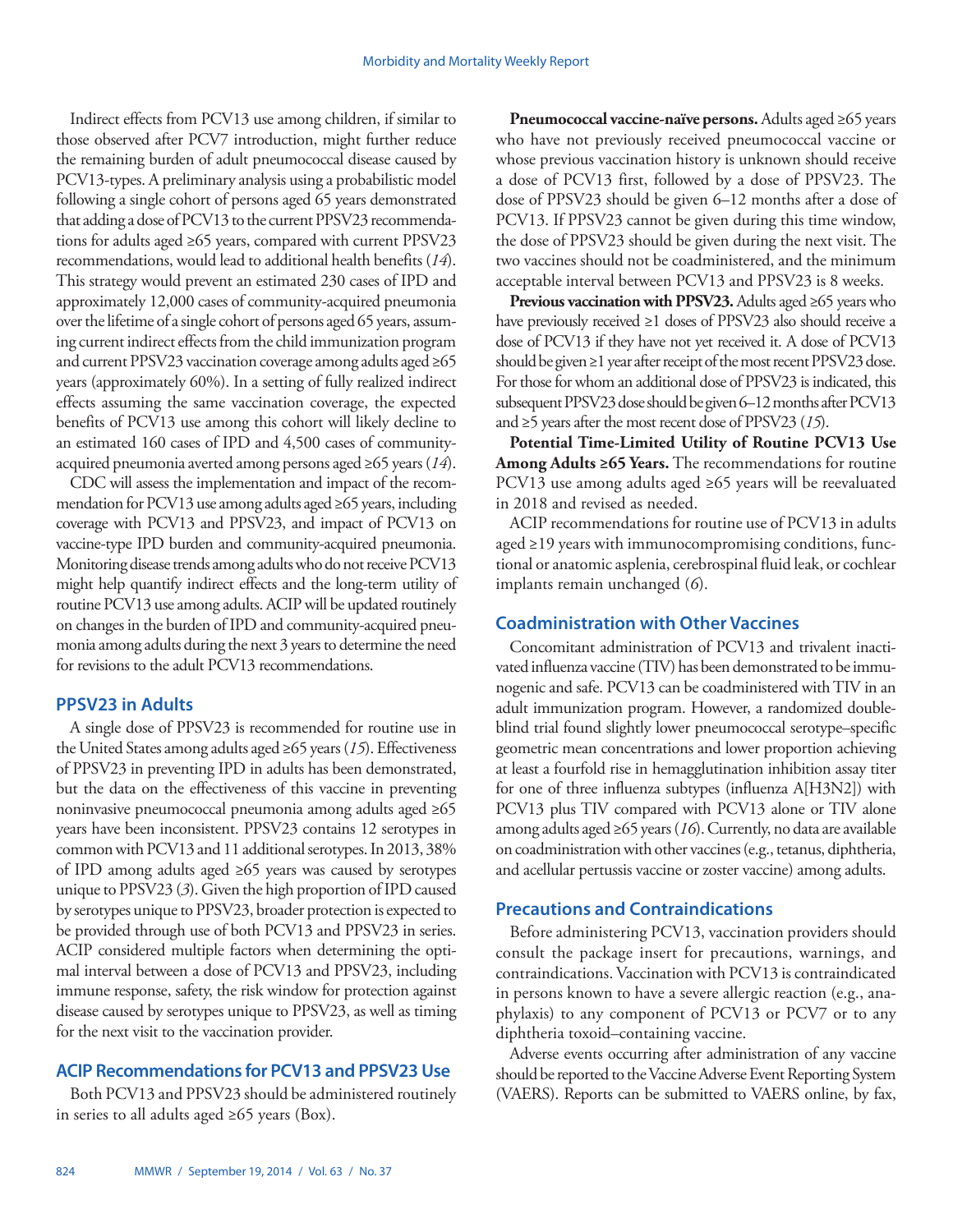Indirect effects from PCV13 use among children, if similar to those observed after PCV7 introduction, might further reduce the remaining burden of adult pneumococcal disease caused by PCV13-types. A preliminary analysis using a probabilistic model following a single cohort of persons aged 65 years demonstrated that adding a dose of PCV13 to the current PPSV23 recommendations for adults aged ≥65 years, compared with current PPSV23 recommendations, would lead to additional health benefits (*14*). This strategy would prevent an estimated 230 cases of IPD and approximately 12,000 cases of community-acquired pneumonia over the lifetime of a single cohort of persons aged 65 years, assuming current indirect effects from the child immunization program and current PPSV23 vaccination coverage among adults aged ≥65 years (approximately 60%). In a setting of fully realized indirect effects assuming the same vaccination coverage, the expected benefits of PCV13 use among this cohort will likely decline to an estimated 160 cases of IPD and 4,500 cases of community-acquired pneumonia averted among persons aged ≥65 years (*14*).

CDC will assess the implementation and impact of the recommendation for PCV13 use among adults aged ≥65 years, including coverage with PCV13 and PPSV23, and impact of PCV13 on vaccine-type IPD burden and community-acquired pneumonia. Monitoring disease trends among adults who do not receive PCV13 might help quantify indirect effects and the long-term utility of routine PCV13 use among adults. ACIP will be updated routinely on changes in the burden of IPD and community-acquired pneumonia among adults during the next 3 years to determine the need for revisions to the adult PCV13 recommendations.

## PPSV23 in Adults

A single dose of PPSV23 is recommended for routine use in the United States among adults aged ≥65 years (*15*). Effectiveness of PPSV23 in preventing IPD in adults has been demonstrated, but the data on the effectiveness of this vaccine in preventing noninvasive pneumococcal pneumonia among adults aged ≥65 years have been inconsistent. PPSV23 contains 12 serotypes in common with PCV13 and 11 additional serotypes. In 2013, 38% of IPD among adults aged ≥65 years was caused by serotypes unique to PPSV23 (*3*). Given the high proportion of IPD caused by serotypes unique to PPSV23, broader protection is expected to be provided through use of both PCV13 and PPSV23 in series. ACIP considered multiple factors when determining the optimal interval between a dose of PCV13 and PPSV23, including immune response, safety, the risk window for protection against disease caused by serotypes unique to PPSV23, as well as timing for the next visit to the vaccination provider.

## ACIP Recommendations for PCV13 and PPSV23 Use

Both PCV13 and PPSV23 should be administered routinely in series to all adults aged ≥65 years (Box).

**Pneumococcal vaccine-naïve persons.** Adults aged ≥65 years who have not previously received pneumococcal vaccine or whose previous vaccination history is unknown should receive a dose of PCV13 first, followed by a dose of PPSV23. The dose of PPSV23 should be given 6–12 months after a dose of PCV13. If PPSV23 cannot be given during this time window, the dose of PPSV23 should be given during the next visit. The two vaccines should not be coadministered, and the minimum acceptable interval between PCV13 and PPSV23 is 8 weeks.

**Previous vaccination with PPSV23.** Adults aged ≥65 years who have previously received ≥1 doses of PPSV23 also should receive a dose of PCV13 if they have not yet received it. A dose of PCV13 should be given ≥1 year after receipt of the most recent PPSV23 dose. For those for whom an additional dose of PPSV23 is indicated, this subsequent PPSV23 dose should be given 6–12 months after PCV13 and ≥5 years after the most recent dose of PPSV23 (*15*).

**Potential Time-Limited Utility of Routine PCV13 Use Among Adults ≥65 Years.** The recommendations for routine PCV13 use among adults aged ≥65 years will be reevaluated in 2018 and revised as needed.

ACIP recommendations for routine use of PCV13 in adults aged ≥19 years with immunocompromising conditions, functional or anatomic asplenia, cerebrospinal fluid leak, or cochlear implants remain unchanged (*6*).

## Coadministration with Other Vaccines

Concomitant administration of PCV13 and trivalent inactivated influenza vaccine (TIV) has been demonstrated to be immunogenic and safe. PCV13 can be coadministered with TIV in an adult immunization program. However, a randomized double-blind trial found slightly lower pneumococcal serotype–specific geometric mean concentrations and lower proportion achieving at least a fourfold rise in hemagglutination inhibition assay titer for one of three influenza subtypes (influenza A[H3N2]) with PCV13 plus TIV compared with PCV13 alone or TIV alone among adults aged ≥65 years (*16*). Currently, no data are available on coadministration with other vaccines (e.g., tetanus, diphtheria, and acellular pertussis vaccine or zoster vaccine) among adults.

## Precautions and Contraindications

Before administering PCV13, vaccination providers should consult the package insert for precautions, warnings, and contraindications. Vaccination with PCV13 is contraindicated in persons known to have a severe allergic reaction (e.g., anaphylaxis) to any component of PCV13 or PCV7 or to any diphtheria toxoid–containing vaccine.

Adverse events occurring after administration of any vaccine should be reported to the Vaccine Adverse Event Reporting System (VAERS). Reports can be submitted to VAERS online, by fax,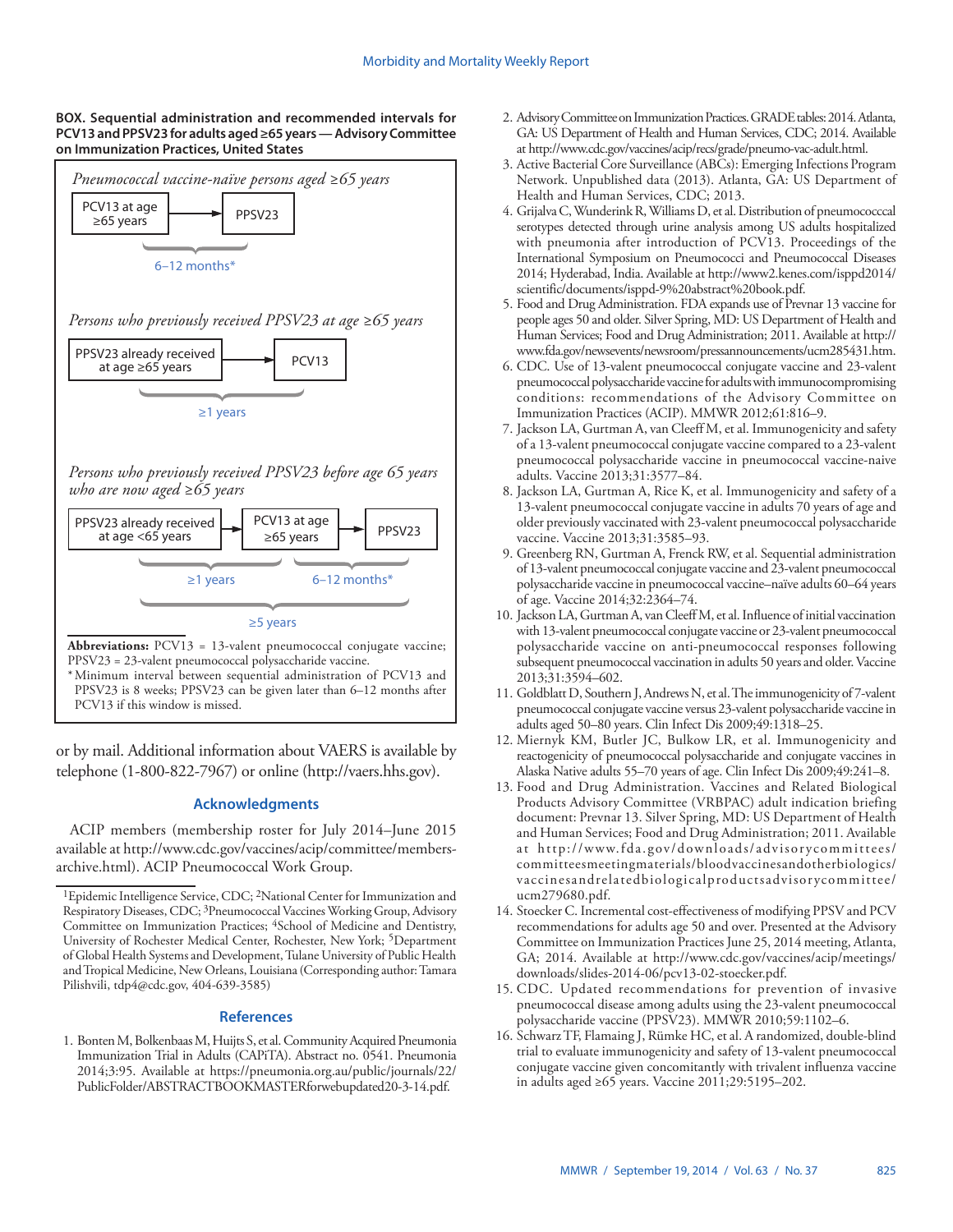**BOX. Sequential administration and recommended intervals for PCV13 and PPSV23 for adults aged ≥65 years — Advisory Committee on Immunization Practices, United States**

*Pneumococcal vaccine-naïve persons aged ≥65 years*

PCV13 at age ≥65 years → PPSV23

6–12 months*

*Persons who previously received PPSV23 at age ≥65 years*

PPSV23 already received at age ≥65 years → PCV13

≥1 years

*Persons who previously received PPSV23 before age 65 years who are now aged ≥65 years*

PPSV23 already received at age <65 years → PCV13 at age ≥65 years → PPSV23

≥1 years; 6–12 months*

≥5 years

**Abbreviations:** PCV13 = 13-valent pneumococcal conjugate vaccine; PPSV23 = 23-valent pneumococcal polysaccharide vaccine.

* Minimum interval between sequential administration of PCV13 and PPSV23 is 8 weeks; PPSV23 can be given later than 6–12 months after PCV13 if this window is missed.

or by mail. Additional information about VAERS is available by telephone (1-800-822-7967) or online (http://vaers.hhs.gov).

## Acknowledgments

ACIP members (membership roster for July 2014–June 2015 available at http://www.cdc.gov/vaccines/acip/committee/members-archive.html). ACIP Pneumococcal Work Group.

[1]Epidemic Intelligence Service, CDC; [2]National Center for Immunization and Respiratory Diseases, CDC; [3]Pneumococcal Vaccines Working Group, Advisory Committee on Immunization Practices; [4]School of Medicine and Dentistry, University of Rochester Medical Center, Rochester, New York; [5]Department of Global Health Systems and Development, Tulane University of Public Health and Tropical Medicine, New Orleans, Louisiana (Corresponding author: Tamara Pilishvili, tdp4@cdc.gov, 404-639-3585)

## References

1. Bonten M, Bolkenbaas M, Huijts S, et al. Community Acquired Pneumonia Immunization Trial in Adults (CAPiTA). Abstract no. 0541. Pneumonia 2014;3:95. Available at https://pneumonia.org.au/public/journals/22/PublicFolder/ABSTRACTBOOKMASTERforwebupdated20-3-14.pdf.
2. Advisory Committee on Immunization Practices. GRADE tables: 2014. Atlanta, GA: US Department of Health and Human Services, CDC; 2014. Available at http://www.cdc.gov/vaccines/acip/recs/grade/pneumo-vac-adult.html.
3. Active Bacterial Core Surveillance (ABCs): Emerging Infections Program Network. Unpublished data (2013). Atlanta, GA: US Department of Health and Human Services, CDC; 2013.
4. Grijalva C, Wunderink R, Williams D, et al. Distribution of pneumococcal serotypes detected through urine analysis among US adults hospitalized with pneumonia after introduction of PCV13. Proceedings of the International Symposium on Pneumococci and Pneumococcal Diseases 2014; Hyderabad, India. Available at http://www2.kenes.com/isppd2014/scientific/documents/isppd-9%20abstract%20book.pdf.
5. Food and Drug Administration. FDA expands use of Prevnar 13 vaccine for people ages 50 and older. Silver Spring, MD: US Department of Health and Human Services; Food and Drug Administration; 2011. Available at http://www.fda.gov/newsevents/newsroom/pressannouncements/ucm285431.htm.
6. CDC. Use of 13-valent pneumococcal conjugate vaccine and 23-valent pneumococcal polysaccharide vaccine for adults with immunocompromising conditions: recommendations of the Advisory Committee on Immunization Practices (ACIP). MMWR 2012;61:816–9.
7. Jackson LA, Gurtman A, van Cleeff M, et al. Immunogenicity and safety of a 13-valent pneumococcal conjugate vaccine compared to a 23-valent pneumococcal polysaccharide vaccine in pneumococcal vaccine-naive adults. Vaccine 2013;31:3577–84.
8. Jackson LA, Gurtman A, Rice K, et al. Immunogenicity and safety of a 13-valent pneumococcal conjugate vaccine in adults 70 years of age and older previously vaccinated with 23-valent pneumococcal polysaccharide vaccine. Vaccine 2013;31:3585–93.
9. Greenberg RN, Gurtman A, Frenck RW, et al. Sequential administration of 13-valent pneumococcal conjugate vaccine and 23-valent pneumococcal polysaccharide vaccine in pneumococcal vaccine–naïve adults 60–64 years of age. Vaccine 2014;32:2364–74.
10. Jackson LA, Gurtman A, van Cleeff M, et al. Influence of initial vaccination with 13-valent pneumococcal conjugate vaccine or 23-valent pneumococcal polysaccharide vaccine on anti-pneumococcal responses following subsequent pneumococcal vaccination in adults 50 years and older. Vaccine 2013;31:3594–602.
11. Goldblatt D, Southern J, Andrews N, et al. The immunogenicity of 7-valent pneumococcal conjugate vaccine versus 23-valent polysaccharide vaccine in adults aged 50–80 years. Clin Infect Dis 2009;49:1318–25.
12. Miernyk KM, Butler JC, Bulkow LR, et al. Immunogenicity and reactogenicity of pneumococcal polysaccharide and conjugate vaccines in Alaska Native adults 55–70 years of age. Clin Infect Dis 2009;49:241–8.
13. Food and Drug Administration. Vaccines and Related Biological Products Advisory Committee (VRBPAC) adult indication briefing document: Prevnar 13. Silver Spring, MD: US Department of Health and Human Services; Food and Drug Administration; 2011. Available at http://www.fda.gov/downloads/advisorycommittees/committeesmeetingmaterials/bloodvaccinesandotherbiologics/vaccinesandrelatedbiologicalproductsadvisorycommittee/ucm279680.pdf.
14. Stoecker C. Incremental cost-effectiveness of modifying PPSV and PCV recommendations for adults age 50 and over. Presented at the Advisory Committee on Immunization Practices June 25, 2014 meeting, Atlanta, GA; 2014. Available at http://www.cdc.gov/vaccines/acip/meetings/downloads/slides-2014-06/pcv13-02-stoecker.pdf.
15. CDC. Updated recommendations for prevention of invasive pneumococcal disease among adults using the 23-valent pneumococcal polysaccharide vaccine (PPSV23). MMWR 2010;59:1102–6.
16. Schwarz TF, Flamaing J, Rümke HC, et al. A randomized, double-blind trial to evaluate immunogenicity and safety of 13-valent pneumococcal conjugate vaccine given concomitantly with trivalent influenza vaccine in adults aged ≥65 years. Vaccine 2011;29:5195–202.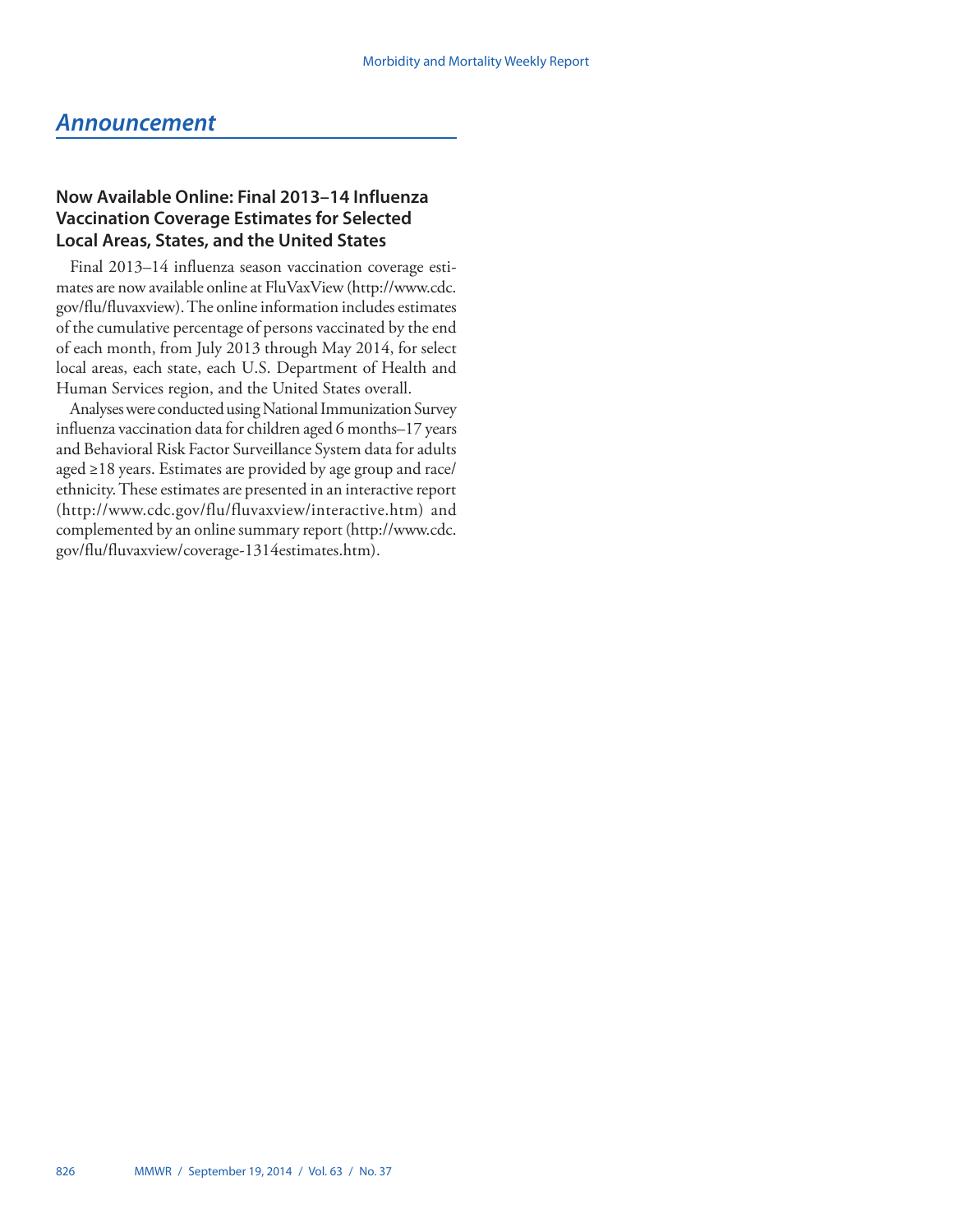## Announcement

### Now Available Online: Final 2013–14 Influenza Vaccination Coverage Estimates for Selected Local Areas, States, and the United States

Final 2013–14 influenza season vaccination coverage estimates are now available online at FluVaxView (http://www.cdc.gov/flu/fluvaxview). The online information includes estimates of the cumulative percentage of persons vaccinated by the end of each month, from July 2013 through May 2014, for select local areas, each state, each U.S. Department of Health and Human Services region, and the United States overall.

Analyses were conducted using National Immunization Survey influenza vaccination data for children aged 6 months–17 years and Behavioral Risk Factor Surveillance System data for adults aged ≥18 years. Estimates are provided by age group and race/ethnicity. These estimates are presented in an interactive report (http://www.cdc.gov/flu/fluvaxview/interactive.htm) and complemented by an online summary report (http://www.cdc.gov/flu/fluvaxview/coverage-1314estimates.htm).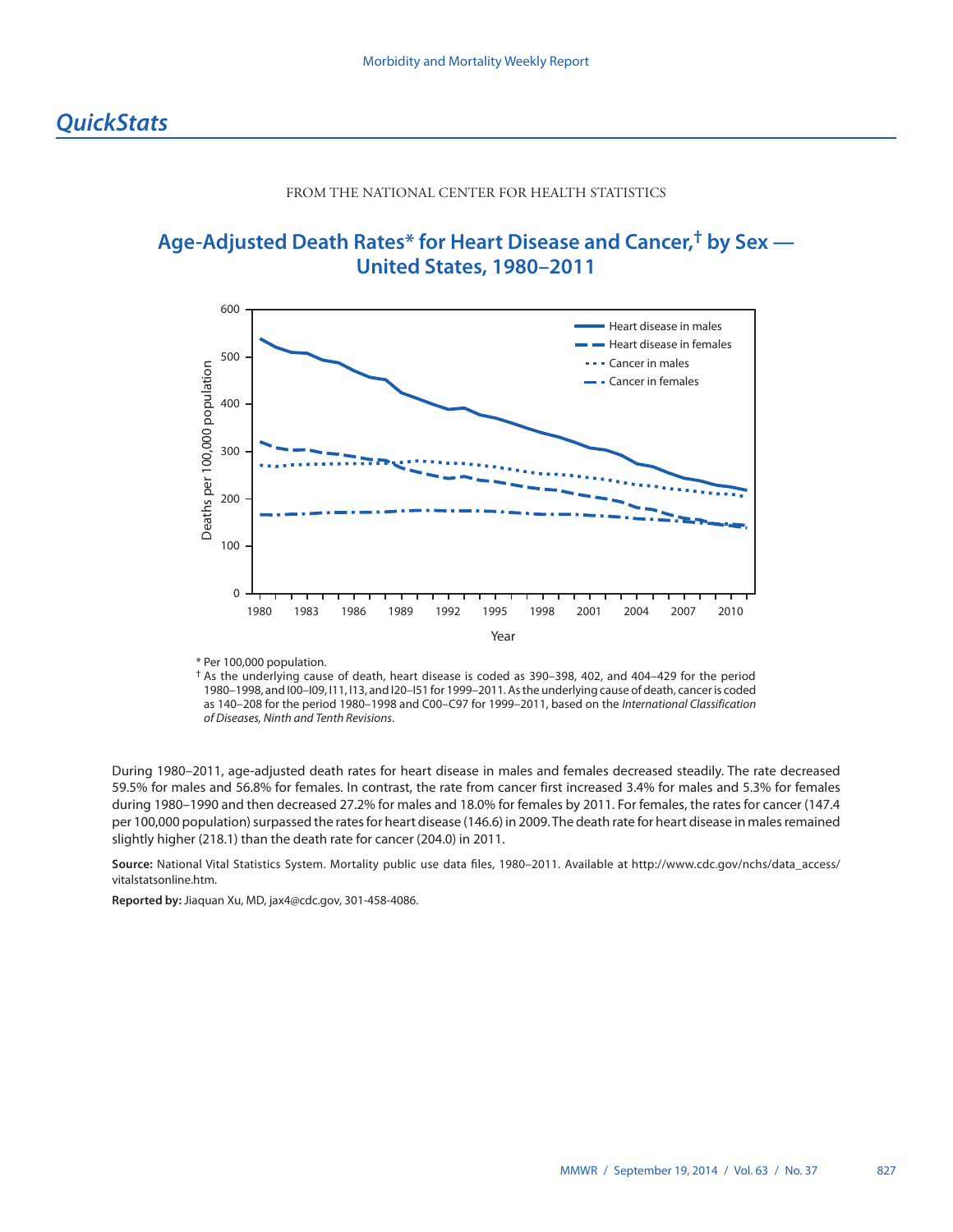# *QuickStats*

FROM THE NATIONAL CENTER FOR HEALTH STATISTICS

## Age-Adjusted Death Rates* for Heart Disease and Cancer,[†] by Sex — United States, 1980–2011

\* Per 100,000 population.

[†] As the underlying cause of death, heart disease is coded as 390–398, 402, and 404–429 for the period 1980–1998, and I00–I09, I11, I13, and I20–I51 for 1999–2011. As the underlying cause of death, cancer is coded as 140–208 for the period 1980–1998 and C00–C97 for 1999–2011, based on the *International Classification of Diseases, Ninth and Tenth Revisions*.

During 1980–2011, age-adjusted death rates for heart disease in males and females decreased steadily. The rate decreased 59.5% for males and 56.8% for females. In contrast, the rate from cancer first increased 3.4% for males and 5.3% for females during 1980–1990 and then decreased 27.2% for males and 18.0% for females by 2011. For females, the rates for cancer (147.4 per 100,000 population) surpassed the rates for heart disease (146.6) in 2009. The death rate for heart disease in males remained slightly higher (218.1) than the death rate for cancer (204.0) in 2011.

**Source:** National Vital Statistics System. Mortality public use data files, 1980–2011. Available at http://www.cdc.gov/nchs/data_access/vitalstatsonline.htm.

**Reported by:** Jiaquan Xu, MD, jax4@cdc.gov, 301-458-4086.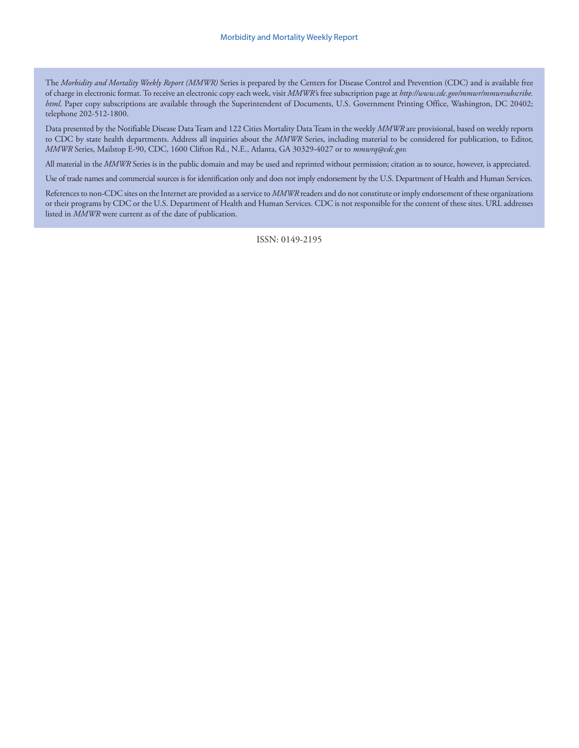The *Morbidity and Mortality Weekly Report (MMWR)* Series is prepared by the Centers for Disease Control and Prevention (CDC) and is available free of charge in electronic format. To receive an electronic copy each week, visit *MMWR*'s free subscription page at *http://www.cdc.gov/mmwr/mmwrsubscribe.html*. Paper copy subscriptions are available through the Superintendent of Documents, U.S. Government Printing Office, Washington, DC 20402; telephone 202-512-1800.

Data presented by the Notifiable Disease Data Team and 122 Cities Mortality Data Team in the weekly *MMWR* are provisional, based on weekly reports to CDC by state health departments. Address all inquiries about the *MMWR* Series, including material to be considered for publication, to Editor, *MMWR* Series, Mailstop E-90, CDC, 1600 Clifton Rd., N.E., Atlanta, GA 30329-4027 or to *mmwrq@cdc.gov.*

All material in the *MMWR* Series is in the public domain and may be used and reprinted without permission; citation as to source, however, is appreciated.

Use of trade names and commercial sources is for identification only and does not imply endorsement by the U.S. Department of Health and Human Services.

References to non-CDC sites on the Internet are provided as a service to *MMWR* readers and do not constitute or imply endorsement of these organizations or their programs by CDC or the U.S. Department of Health and Human Services. CDC is not responsible for the content of these sites. URL addresses listed in *MMWR* were current as of the date of publication.

ISSN: 0149-2195